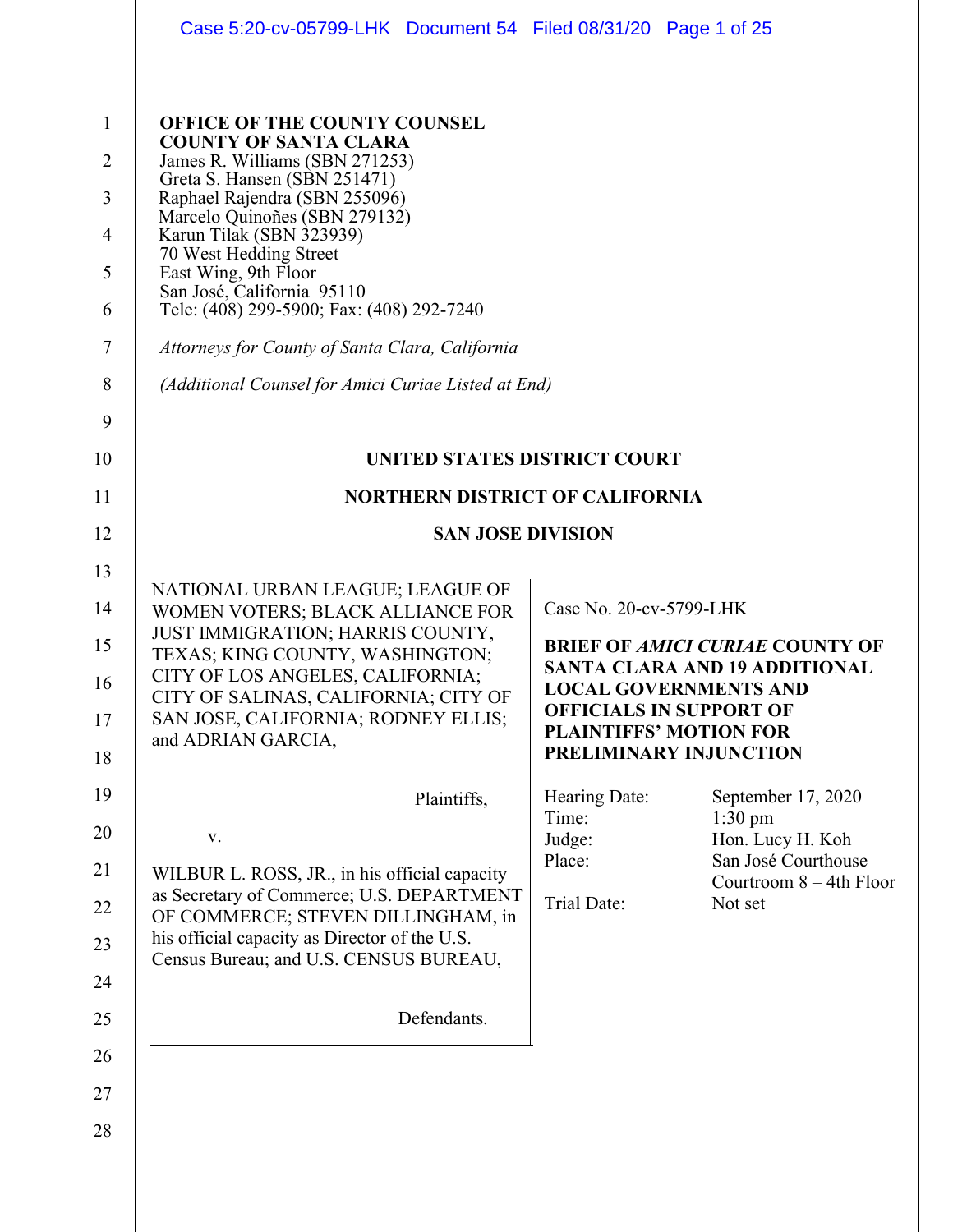**OFFICE OF THE COUNTY COUNSEL**
**COUNTY OF SANTA CLARA**
James R. Williams (SBN 271253)
Greta S. Hansen (SBN 251471)
Raphael Rajendra (SBN 255096)
Marcelo Quiñoñes (SBN 279132)
Karun Tilak (SBN 323939)
70 West Hedding Street
East Wing, 9th Floor
San José, California 95110
Tele: (408) 299-5900; Fax: (408) 292-7240

*Attorneys for County of Santa Clara, California*

*(Additional Counsel for Amici Curiae Listed at End)*

**UNITED STATES DISTRICT COURT**

**NORTHERN DISTRICT OF CALIFORNIA**

**SAN JOSE DIVISION**

NATIONAL URBAN LEAGUE; LEAGUE OF WOMEN VOTERS; BLACK ALLIANCE FOR JUST IMMIGRATION; HARRIS COUNTY, TEXAS; KING COUNTY, WASHINGTON; CITY OF LOS ANGELES, CALIFORNIA; CITY OF SALINAS, CALIFORNIA; CITY OF SAN JOSE, CALIFORNIA; RODNEY ELLIS; and ADRIAN GARCIA,

Plaintiffs,

v.

WILBUR L. ROSS, JR., in his official capacity as Secretary of Commerce; U.S. DEPARTMENT OF COMMERCE; STEVEN DILLINGHAM, in his official capacity as Director of the U.S. Census Bureau; and U.S. CENSUS BUREAU,

Defendants.

Case No. 20-cv-5799-LHK

**BRIEF OF *AMICI CURIAE* COUNTY OF SANTA CLARA AND 19 ADDITIONAL LOCAL GOVERNMENTS AND OFFICIALS IN SUPPORT OF PLAINTIFFS' MOTION FOR PRELIMINARY INJUNCTION**

| | |
|---|---|
| Hearing Date: | September 17, 2020 |
| Time: | 1:30 pm |
| Judge: | Hon. Lucy H. Koh |
| Place: | San José Courthouse Courtroom 8 – 4th Floor |
| Trial Date: | Not set |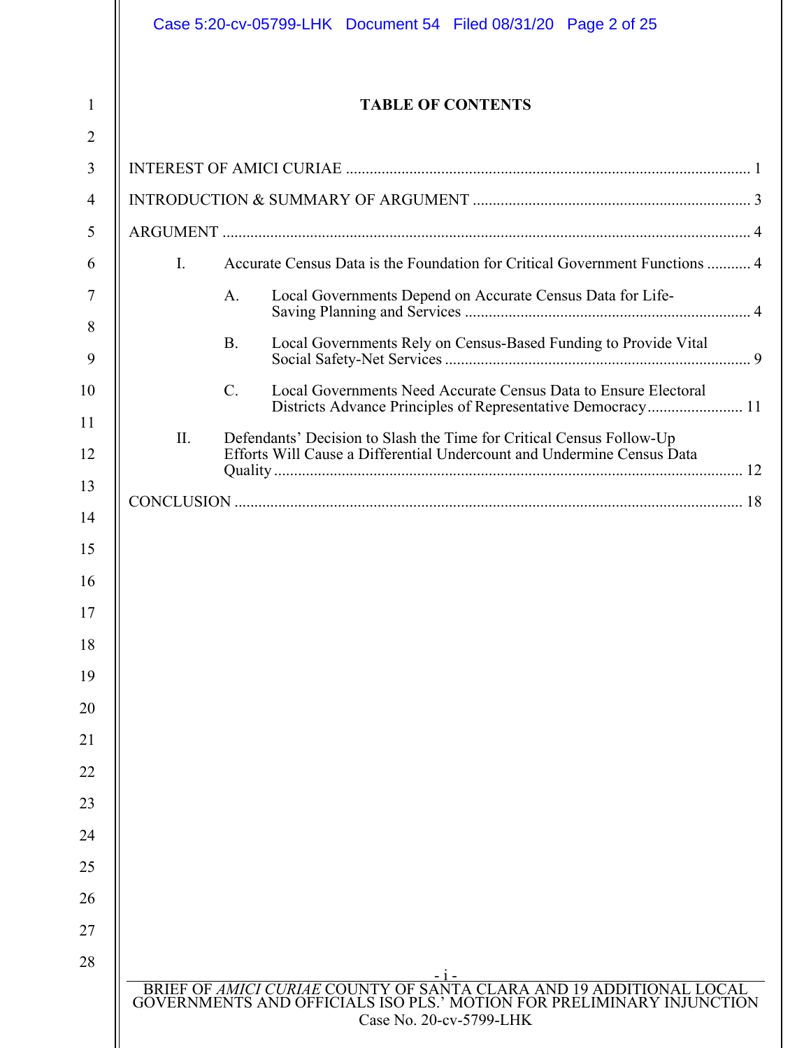# TABLE OF CONTENTS

INTEREST OF AMICI CURIAE ..................................................................................................... 1

INTRODUCTION & SUMMARY OF ARGUMENT ..................................................................... 3

ARGUMENT .................................................................................................................................... 4

- I. Accurate Census Data is the Foundation for Critical Government Functions ........... 4
  - A. Local Governments Depend on Accurate Census Data for Life-Saving Planning and Services ........................................................................ 4
  - B. Local Governments Rely on Census-Based Funding to Provide Vital Social Safety-Net Services ............................................................................. 9
  - C. Local Governments Need Accurate Census Data to Ensure Electoral Districts Advance Principles of Representative Democracy........................ 11
- II. Defendants' Decision to Slash the Time for Critical Census Follow-Up Efforts Will Cause a Differential Undercount and Undermine Census Data Quality ...................................................................................................................... 12

CONCLUSION ................................................................................................................................ 18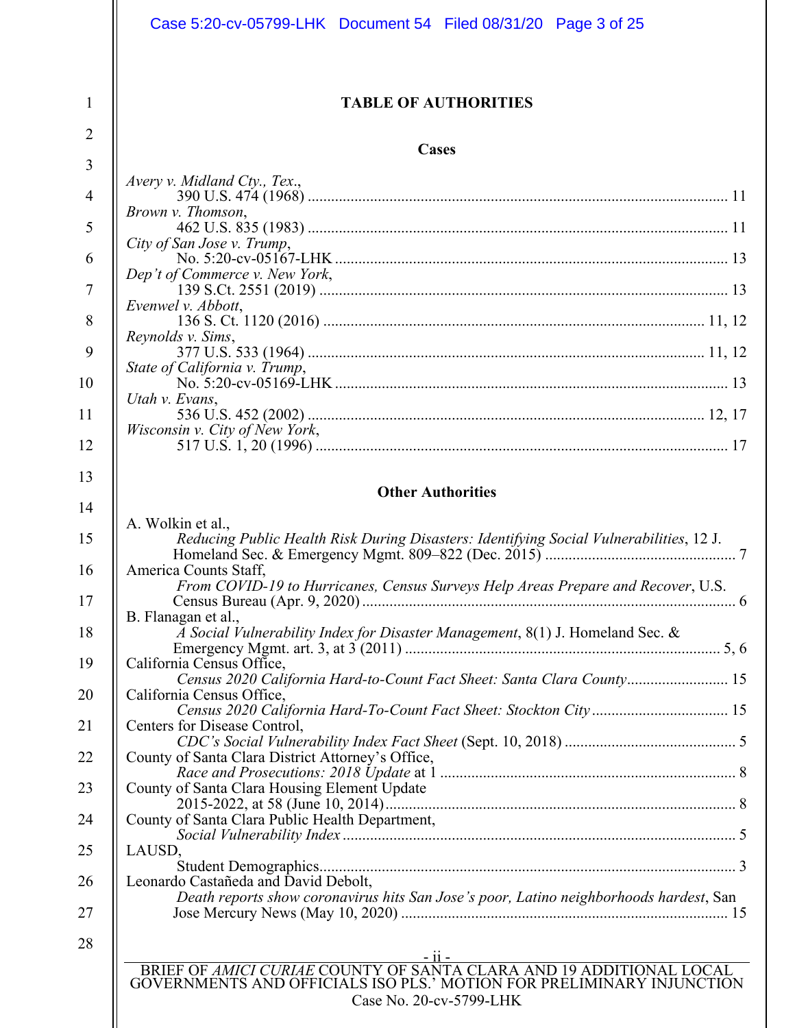# TABLE OF AUTHORITIES

## Cases

*Avery v. Midland Cty., Tex.*,
390 U.S. 474 (1968) ........................................................................................................ 11

*Brown v. Thomson*,
462 U.S. 835 (1983) ........................................................................................................ 11

*City of San Jose v. Trump*,
No. 5:20-cv-05167-LHK ................................................................................................. 13

*Dep't of Commerce v. New York*,
139 S.Ct. 2551 (2019) ..................................................................................................... 13

*Evenwel v. Abbott*,
136 S. Ct. 1120 (2016) ............................................................................................... 11, 12

*Reynolds v. Sims*,
377 U.S. 533 (1964) ................................................................................................... 11, 12

*State of California v. Trump*,
No. 5:20-cv-05169-LHK ................................................................................................. 13

*Utah v. Evans*,
536 U.S. 452 (2002) ................................................................................................... 12, 17

*Wisconsin v. City of New York*,
517 U.S. 1, 20 (1996) ...................................................................................................... 17

## Other Authorities

A. Wolkin et al.,
*Reducing Public Health Risk During Disasters: Identifying Social Vulnerabilities*, 12 J. Homeland Sec. & Emergency Mgmt. 809–822 (Dec. 2015) ................................................. 7

America Counts Staff,
*From COVID-19 to Hurricanes, Census Surveys Help Areas Prepare and Recover*, U.S. Census Bureau (Apr. 9, 2020) ................................................................................................ 6

B. Flanagan et al.,
*A Social Vulnerability Index for Disaster Management*, 8(1) J. Homeland Sec. & Emergency Mgmt. art. 3, at 3 (2011) ................................................................................. 5, 6

California Census Office,
*Census 2020 California Hard-to-Count Fact Sheet: Santa Clara County* .......................... 15

California Census Office,
*Census 2020 California Hard-To-Count Fact Sheet: Stockton City* ................................... 15

Centers for Disease Control,
*CDC's Social Vulnerability Index Fact Sheet* (Sept. 10, 2018) ............................................ 5

County of Santa Clara District Attorney's Office,
*Race and Prosecutions: 2018 Update* at 1 ........................................................................... 8

County of Santa Clara Housing Element Update
2015-2022, at 58 (June 10, 2014) ......................................................................................... 8

County of Santa Clara Public Health Department,
*Social Vulnerability Index* .................................................................................................... 5

LAUSD,
Student Demographics .......................................................................................................... 3

Leonardo Castañeda and David Debolt,
*Death reports show coronavirus hits San Jose's poor, Latino neighborhoods hardest*, San Jose Mercury News (May 10, 2020) ................................................................................... 15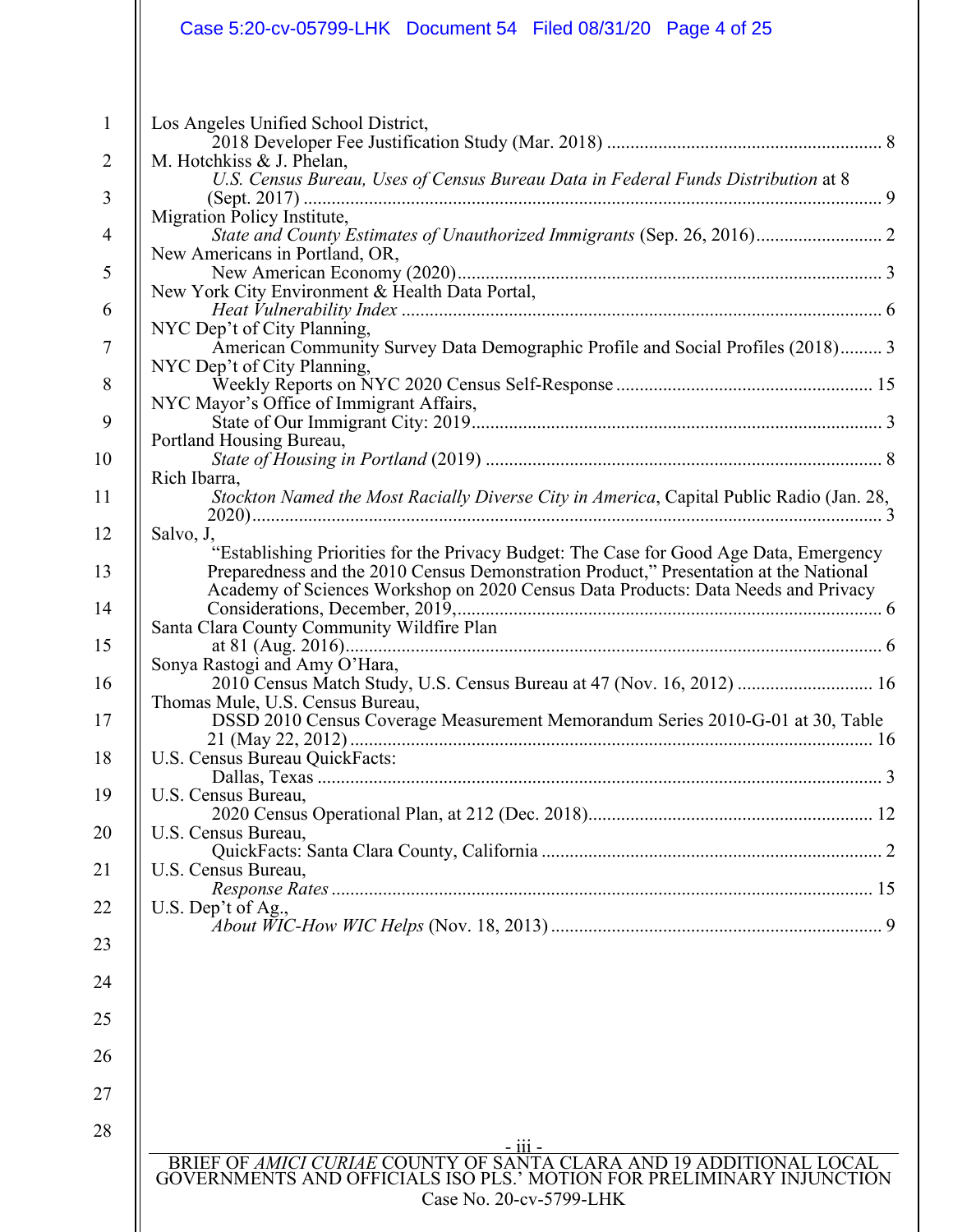Los Angeles Unified School District,
    2018 Developer Fee Justification Study (Mar. 2018) .......................................................... 8

M. Hotchkiss & J. Phelan,
    *U.S. Census Bureau, Uses of Census Bureau Data in Federal Funds Distribution* at 8 (Sept. 2017) .......................................................................................................................... 9

Migration Policy Institute,
    *State and County Estimates of Unauthorized Immigrants* (Sep. 26, 2016).......................... 2

New Americans in Portland, OR,
    New American Economy (2020).......................................................................................... 3

New York City Environment & Health Data Portal,
    *Heat Vulnerability Index* ...................................................................................................... 6

NYC Dep't of City Planning,
    American Community Survey Data Demographic Profile and Social Profiles (2018)......... 3

NYC Dep't of City Planning,
    Weekly Reports on NYC 2020 Census Self-Response ...................................................... 15

NYC Mayor's Office of Immigrant Affairs,
    State of Our Immigrant City: 2019....................................................................................... 3

Portland Housing Bureau,
    *State of Housing in Portland* (2019) .................................................................................... 8

Rich Ibarra,
    *Stockton Named the Most Racially Diverse City in America*, Capital Public Radio (Jan. 28, 2020)..................................................................................................................................... 3

Salvo, J,
    "Establishing Priorities for the Privacy Budget: The Case for Good Age Data, Emergency Preparedness and the 2010 Census Demonstration Product," Presentation at the National Academy of Sciences Workshop on 2020 Census Data Products: Data Needs and Privacy Considerations, December, 2019,.......................................................................................... 6

Santa Clara County Community Wildfire Plan
    at 81 (Aug. 2016).................................................................................................................. 6

Sonya Rastogi and Amy O'Hara,
    2010 Census Match Study, U.S. Census Bureau at 47 (Nov. 16, 2012) ............................ 16

Thomas Mule, U.S. Census Bureau,
    DSSD 2010 Census Coverage Measurement Memorandum Series 2010-G-01 at 30, Table 21 (May 22, 2012)............................................................................................................... 16

U.S. Census Bureau QuickFacts:
    Dallas, Texas ......................................................................................................................... 3

U.S. Census Bureau,
    2020 Census Operational Plan, at 212 (Dec. 2018)............................................................ 12

U.S. Census Bureau,
    QuickFacts: Santa Clara County, California ........................................................................ 2

U.S. Census Bureau,
    *Response Rates* .................................................................................................................. 15

U.S. Dep't of Ag.,
    *About WIC-How WIC Helps* (Nov. 18, 2013) ...................................................................... 9

BRIEF OF *AMICI CURIAE* COUNTY OF SANTA CLARA AND 19 ADDITIONAL LOCAL GOVERNMENTS AND OFFICIALS ISO PLS.' MOTION FOR PRELIMINARY INJUNCTION
Case No. 20-cv-5799-LHK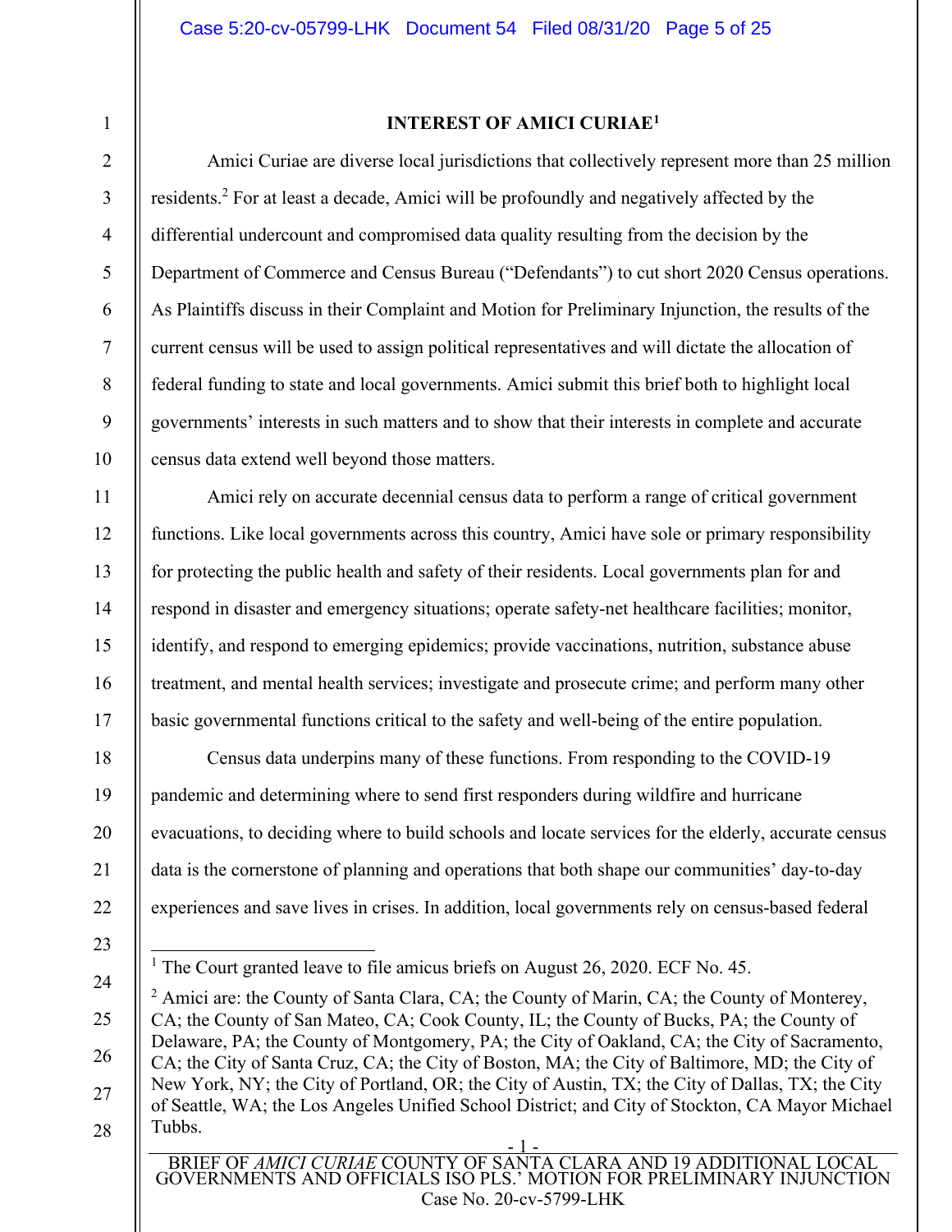## INTEREST OF AMICI CURIAE[1]

Amici Curiae are diverse local jurisdictions that collectively represent more than 25 million residents.[2] For at least a decade, Amici will be profoundly and negatively affected by the differential undercount and compromised data quality resulting from the decision by the Department of Commerce and Census Bureau ("Defendants") to cut short 2020 Census operations. As Plaintiffs discuss in their Complaint and Motion for Preliminary Injunction, the results of the current census will be used to assign political representatives and will dictate the allocation of federal funding to state and local governments. Amici submit this brief both to highlight local governments' interests in such matters and to show that their interests in complete and accurate census data extend well beyond those matters.

Amici rely on accurate decennial census data to perform a range of critical government functions. Like local governments across this country, Amici have sole or primary responsibility for protecting the public health and safety of their residents. Local governments plan for and respond in disaster and emergency situations; operate safety-net healthcare facilities; monitor, identify, and respond to emerging epidemics; provide vaccinations, nutrition, substance abuse treatment, and mental health services; investigate and prosecute crime; and perform many other basic governmental functions critical to the safety and well-being of the entire population.

Census data underpins many of these functions. From responding to the COVID-19 pandemic and determining where to send first responders during wildfire and hurricane evacuations, to deciding where to build schools and locate services for the elderly, accurate census data is the cornerstone of planning and operations that both shape our communities' day-to-day experiences and save lives in crises. In addition, local governments rely on census-based federal

---

[1] The Court granted leave to file amicus briefs on August 26, 2020. ECF No. 45.

[2] Amici are: the County of Santa Clara, CA; the County of Marin, CA; the County of Monterey, CA; the County of San Mateo, CA; Cook County, IL; the County of Bucks, PA; the County of Delaware, PA; the County of Montgomery, PA; the City of Oakland, CA; the City of Sacramento, CA; the City of Santa Cruz, CA; the City of Boston, MA; the City of Baltimore, MD; the City of New York, NY; the City of Portland, OR; the City of Austin, TX; the City of Dallas, TX; the City of Seattle, WA; the Los Angeles Unified School District; and City of Stockton, CA Mayor Michael Tubbs.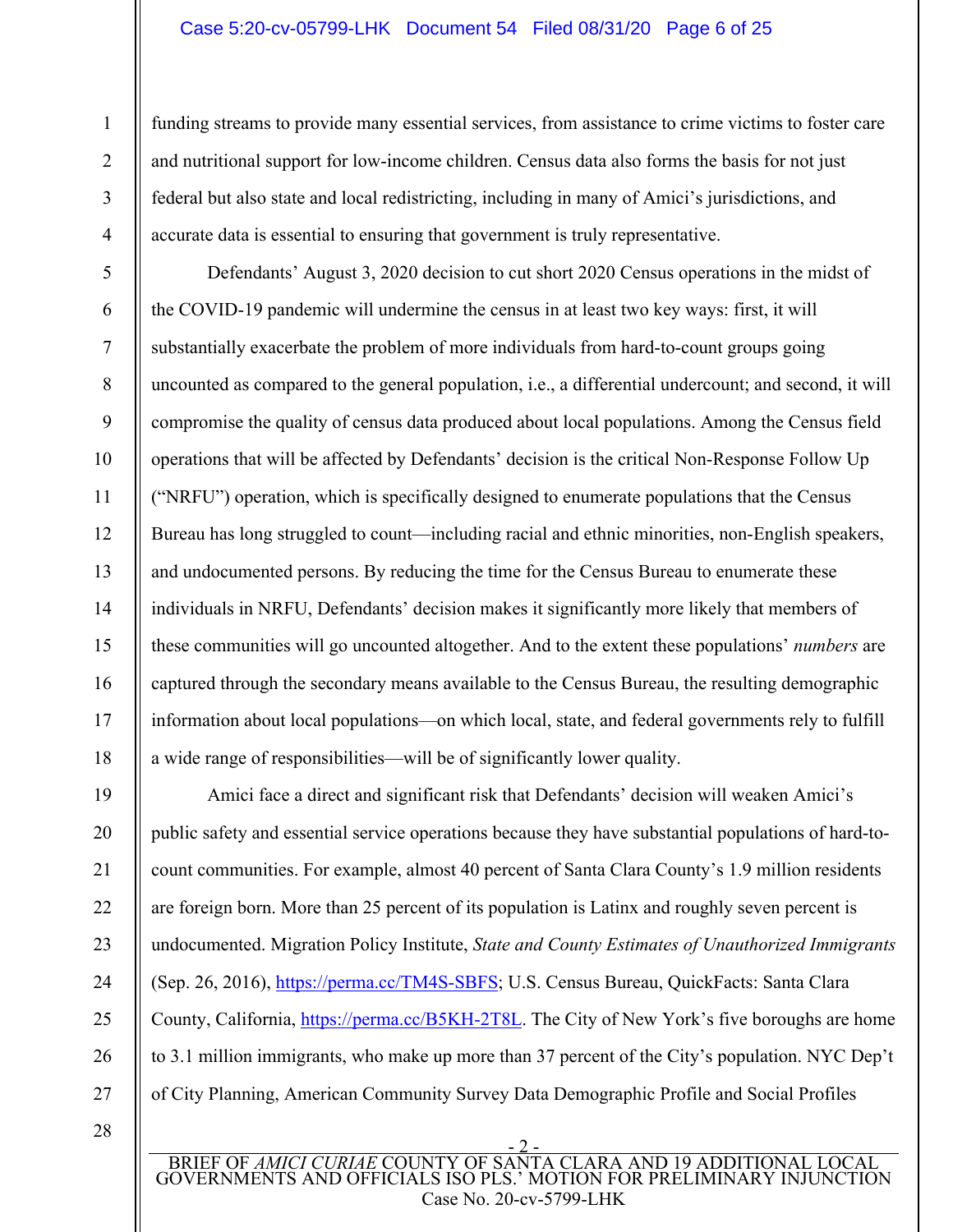funding streams to provide many essential services, from assistance to crime victims to foster care and nutritional support for low-income children. Census data also forms the basis for not just federal but also state and local redistricting, including in many of Amici's jurisdictions, and accurate data is essential to ensuring that government is truly representative.

Defendants' August 3, 2020 decision to cut short 2020 Census operations in the midst of the COVID-19 pandemic will undermine the census in at least two key ways: first, it will substantially exacerbate the problem of more individuals from hard-to-count groups going uncounted as compared to the general population, i.e., a differential undercount; and second, it will compromise the quality of census data produced about local populations. Among the Census field operations that will be affected by Defendants' decision is the critical Non-Response Follow Up ("NRFU") operation, which is specifically designed to enumerate populations that the Census Bureau has long struggled to count—including racial and ethnic minorities, non-English speakers, and undocumented persons. By reducing the time for the Census Bureau to enumerate these individuals in NRFU, Defendants' decision makes it significantly more likely that members of these communities will go uncounted altogether. And to the extent these populations' *numbers* are captured through the secondary means available to the Census Bureau, the resulting demographic information about local populations—on which local, state, and federal governments rely to fulfill a wide range of responsibilities—will be of significantly lower quality.

Amici face a direct and significant risk that Defendants' decision will weaken Amici's public safety and essential service operations because they have substantial populations of hard-to-count communities. For example, almost 40 percent of Santa Clara County's 1.9 million residents are foreign born. More than 25 percent of its population is Latinx and roughly seven percent is undocumented. Migration Policy Institute, *State and County Estimates of Unauthorized Immigrants* (Sep. 26, 2016), https://perma.cc/TM4S-SBFS; U.S. Census Bureau, QuickFacts: Santa Clara County, California, https://perma.cc/B5KH-2T8L. The City of New York's five boroughs are home to 3.1 million immigrants, who make up more than 37 percent of the City's population. NYC Dep't of City Planning, American Community Survey Data Demographic Profile and Social Profiles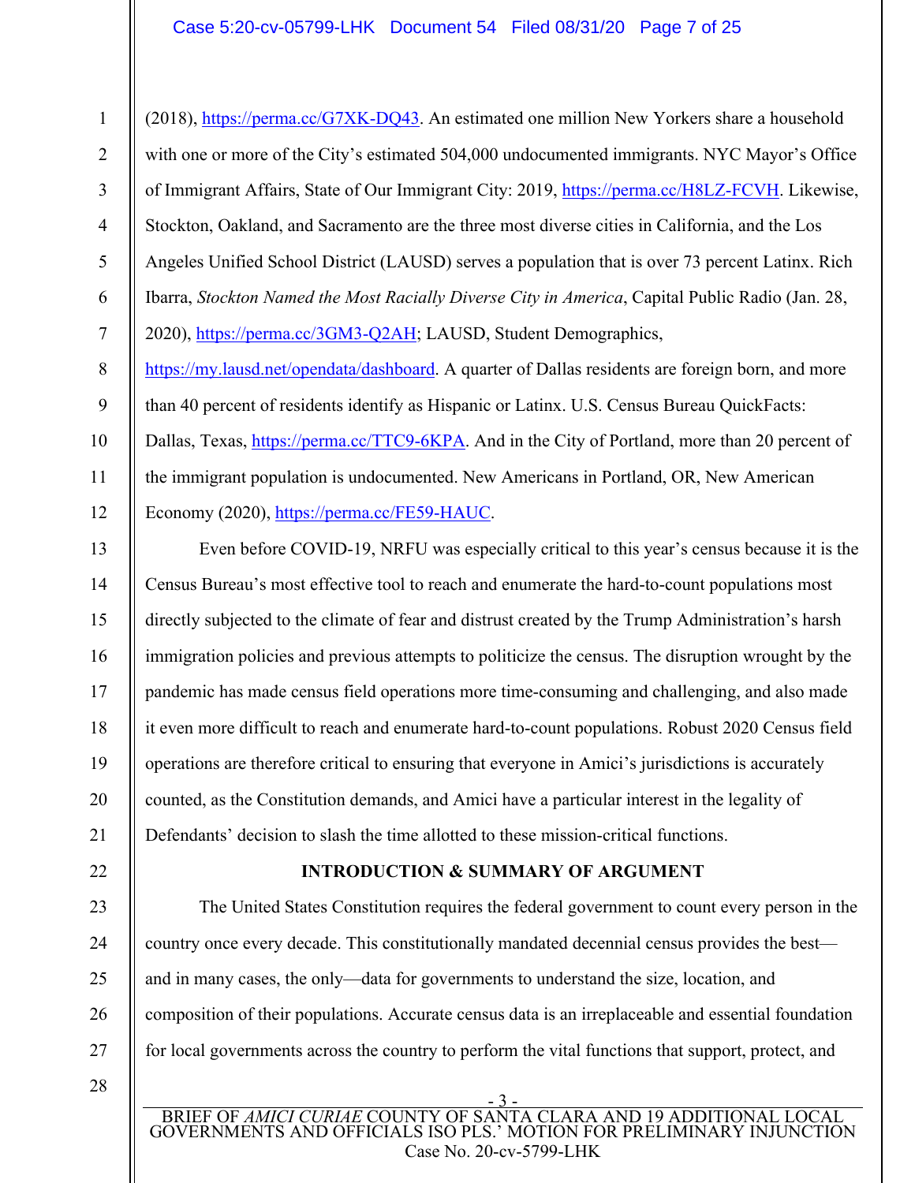(2018), https://perma.cc/G7XK-DQ43. An estimated one million New Yorkers share a household with one or more of the City's estimated 504,000 undocumented immigrants. NYC Mayor's Office of Immigrant Affairs, State of Our Immigrant City: 2019, https://perma.cc/H8LZ-FCVH. Likewise, Stockton, Oakland, and Sacramento are the three most diverse cities in California, and the Los Angeles Unified School District (LAUSD) serves a population that is over 73 percent Latinx. Rich Ibarra, *Stockton Named the Most Racially Diverse City in America*, Capital Public Radio (Jan. 28, 2020), https://perma.cc/3GM3-Q2AH; LAUSD, Student Demographics, https://my.lausd.net/opendata/dashboard. A quarter of Dallas residents are foreign born, and more than 40 percent of residents identify as Hispanic or Latinx. U.S. Census Bureau QuickFacts: Dallas, Texas, https://perma.cc/TTC9-6KPA. And in the City of Portland, more than 20 percent of the immigrant population is undocumented. New Americans in Portland, OR, New American Economy (2020), https://perma.cc/FE59-HAUC.

Even before COVID-19, NRFU was especially critical to this year's census because it is the Census Bureau's most effective tool to reach and enumerate the hard-to-count populations most directly subjected to the climate of fear and distrust created by the Trump Administration's harsh immigration policies and previous attempts to politicize the census. The disruption wrought by the pandemic has made census field operations more time-consuming and challenging, and also made it even more difficult to reach and enumerate hard-to-count populations. Robust 2020 Census field operations are therefore critical to ensuring that everyone in Amici's jurisdictions is accurately counted, as the Constitution demands, and Amici have a particular interest in the legality of Defendants' decision to slash the time allotted to these mission-critical functions.

## INTRODUCTION & SUMMARY OF ARGUMENT

The United States Constitution requires the federal government to count every person in the country once every decade. This constitutionally mandated decennial census provides the best—and in many cases, the only—data for governments to understand the size, location, and composition of their populations. Accurate census data is an irreplaceable and essential foundation for local governments across the country to perform the vital functions that support, protect, and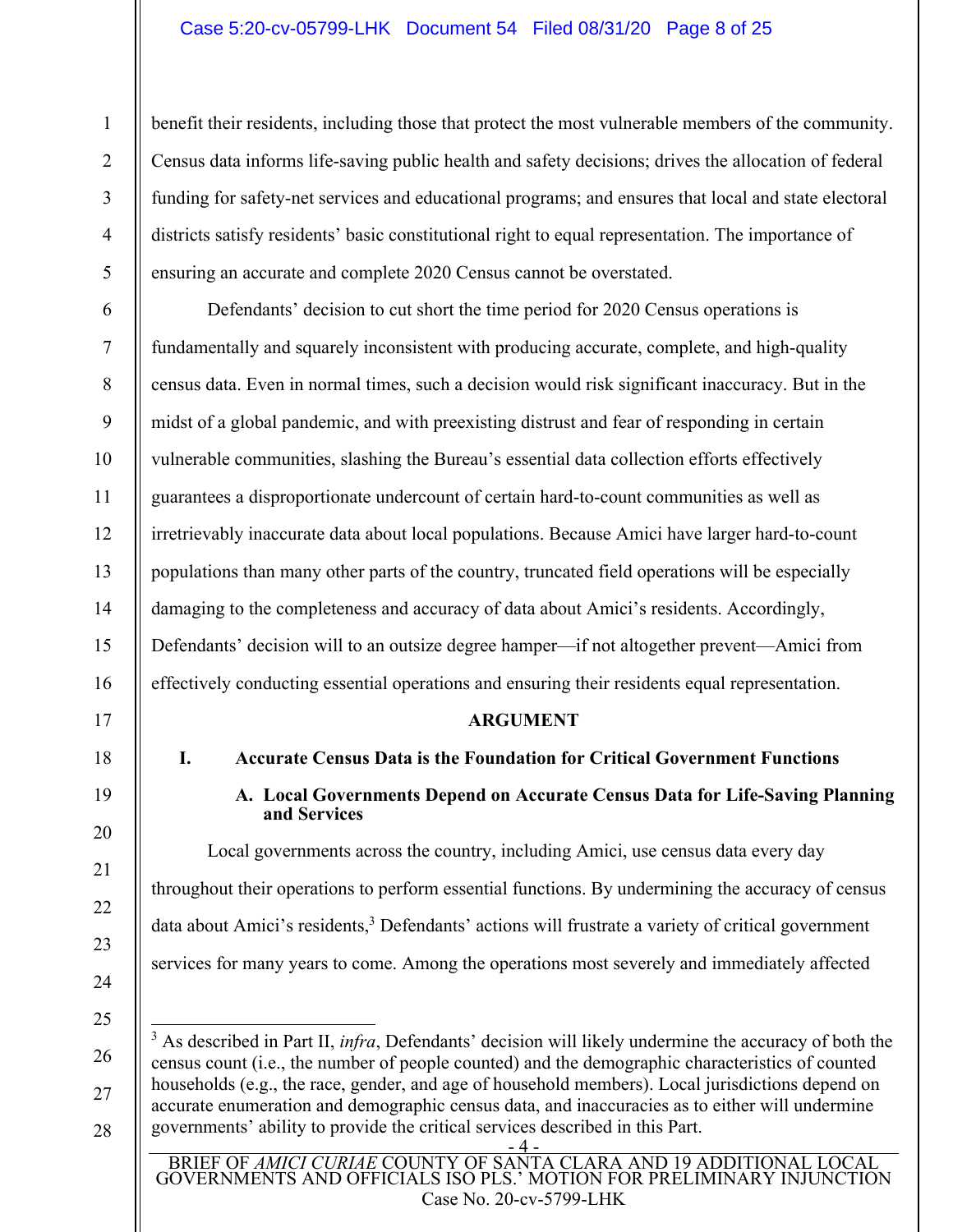benefit their residents, including those that protect the most vulnerable members of the community. Census data informs life-saving public health and safety decisions; drives the allocation of federal funding for safety-net services and educational programs; and ensures that local and state electoral districts satisfy residents' basic constitutional right to equal representation. The importance of ensuring an accurate and complete 2020 Census cannot be overstated.

Defendants' decision to cut short the time period for 2020 Census operations is fundamentally and squarely inconsistent with producing accurate, complete, and high-quality census data. Even in normal times, such a decision would risk significant inaccuracy. But in the midst of a global pandemic, and with preexisting distrust and fear of responding in certain vulnerable communities, slashing the Bureau's essential data collection efforts effectively guarantees a disproportionate undercount of certain hard-to-count communities as well as irretrievably inaccurate data about local populations. Because Amici have larger hard-to-count populations than many other parts of the country, truncated field operations will be especially damaging to the completeness and accuracy of data about Amici's residents. Accordingly, Defendants' decision will to an outsize degree hamper—if not altogether prevent—Amici from effectively conducting essential operations and ensuring their residents equal representation.

## ARGUMENT

### I. Accurate Census Data is the Foundation for Critical Government Functions

#### A. Local Governments Depend on Accurate Census Data for Life-Saving Planning and Services

Local governments across the country, including Amici, use census data every day throughout their operations to perform essential functions. By undermining the accuracy of census data about Amici's residents,[3] Defendants' actions will frustrate a variety of critical government services for many years to come. Among the operations most severely and immediately affected

---

[3] As described in Part II, *infra*, Defendants' decision will likely undermine the accuracy of both the census count (i.e., the number of people counted) and the demographic characteristics of counted households (e.g., the race, gender, and age of household members). Local jurisdictions depend on accurate enumeration and demographic census data, and inaccuracies as to either will undermine governments' ability to provide the critical services described in this Part.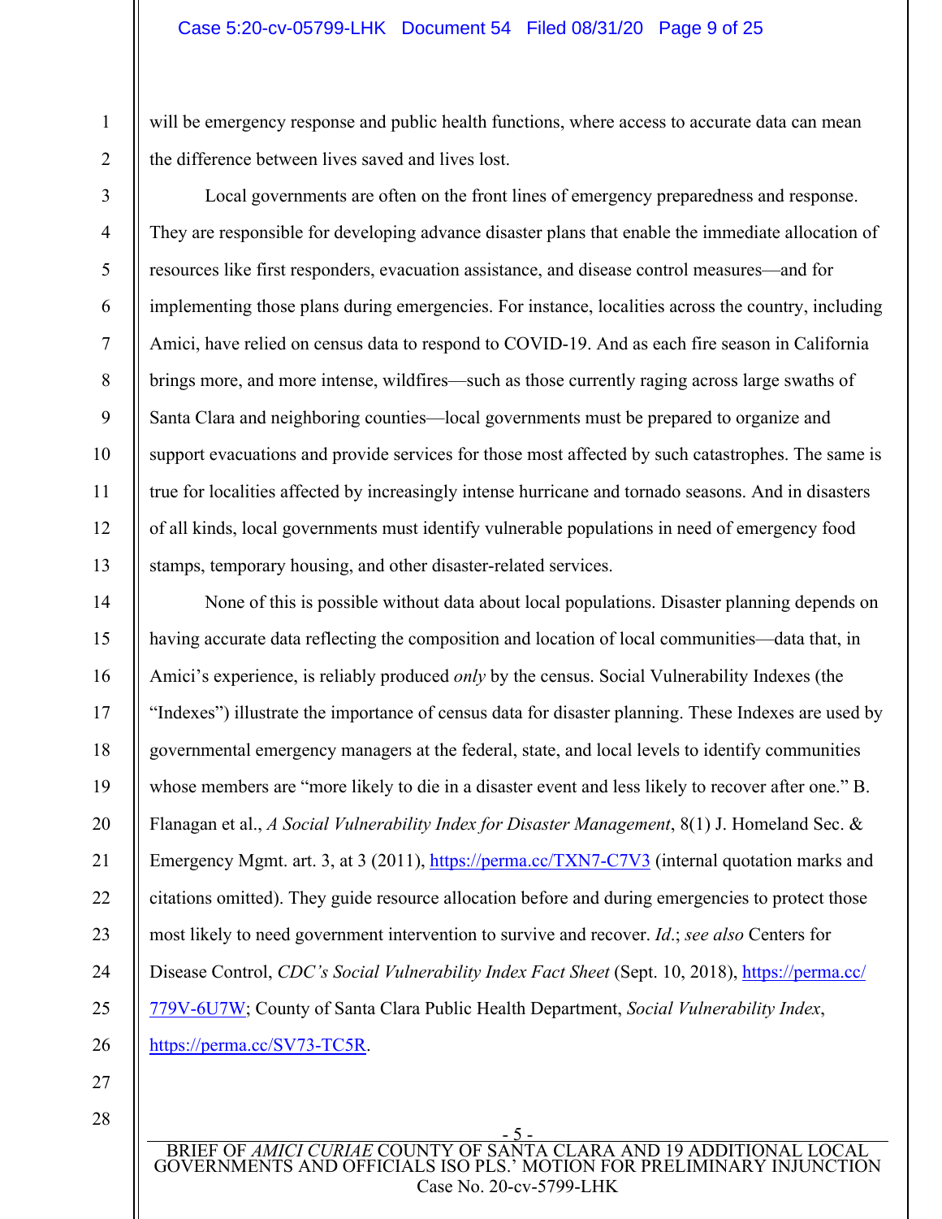will be emergency response and public health functions, where access to accurate data can mean the difference between lives saved and lives lost.

Local governments are often on the front lines of emergency preparedness and response. They are responsible for developing advance disaster plans that enable the immediate allocation of resources like first responders, evacuation assistance, and disease control measures—and for implementing those plans during emergencies. For instance, localities across the country, including Amici, have relied on census data to respond to COVID-19. And as each fire season in California brings more, and more intense, wildfires—such as those currently raging across large swaths of Santa Clara and neighboring counties—local governments must be prepared to organize and support evacuations and provide services for those most affected by such catastrophes. The same is true for localities affected by increasingly intense hurricane and tornado seasons. And in disasters of all kinds, local governments must identify vulnerable populations in need of emergency food stamps, temporary housing, and other disaster-related services.

None of this is possible without data about local populations. Disaster planning depends on having accurate data reflecting the composition and location of local communities—data that, in Amici's experience, is reliably produced *only* by the census. Social Vulnerability Indexes (the "Indexes") illustrate the importance of census data for disaster planning. These Indexes are used by governmental emergency managers at the federal, state, and local levels to identify communities whose members are "more likely to die in a disaster event and less likely to recover after one." B. Flanagan et al., *A Social Vulnerability Index for Disaster Management*, 8(1) J. Homeland Sec. & Emergency Mgmt. art. 3, at 3 (2011), https://perma.cc/TXN7-C7V3 (internal quotation marks and citations omitted). They guide resource allocation before and during emergencies to protect those most likely to need government intervention to survive and recover. *Id.*; *see also* Centers for Disease Control, *CDC's Social Vulnerability Index Fact Sheet* (Sept. 10, 2018), https://perma.cc/779V-6U7W; County of Santa Clara Public Health Department, *Social Vulnerability Index*, https://perma.cc/SV73-TC5R.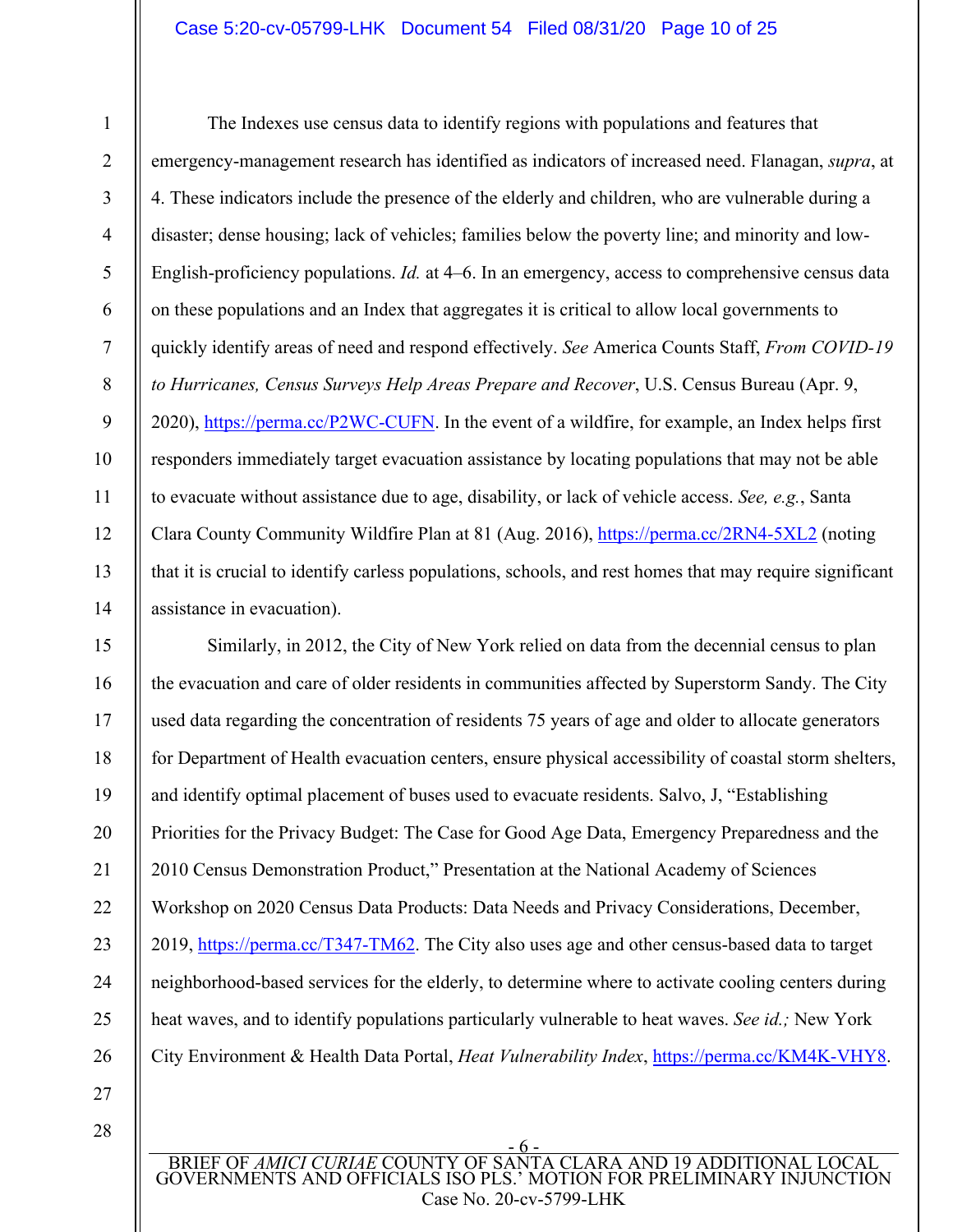The Indexes use census data to identify regions with populations and features that emergency-management research has identified as indicators of increased need. Flanagan, *supra*, at 4. These indicators include the presence of the elderly and children, who are vulnerable during a disaster; dense housing; lack of vehicles; families below the poverty line; and minority and low-English-proficiency populations. *Id.* at 4–6. In an emergency, access to comprehensive census data on these populations and an Index that aggregates it is critical to allow local governments to quickly identify areas of need and respond effectively. *See* America Counts Staff, *From COVID-19 to Hurricanes, Census Surveys Help Areas Prepare and Recover*, U.S. Census Bureau (Apr. 9, 2020), https://perma.cc/P2WC-CUFN. In the event of a wildfire, for example, an Index helps first responders immediately target evacuation assistance by locating populations that may not be able to evacuate without assistance due to age, disability, or lack of vehicle access. *See, e.g.*, Santa Clara County Community Wildfire Plan at 81 (Aug. 2016), https://perma.cc/2RN4-5XL2 (noting that it is crucial to identify carless populations, schools, and rest homes that may require significant assistance in evacuation).

Similarly, in 2012, the City of New York relied on data from the decennial census to plan the evacuation and care of older residents in communities affected by Superstorm Sandy. The City used data regarding the concentration of residents 75 years of age and older to allocate generators for Department of Health evacuation centers, ensure physical accessibility of coastal storm shelters, and identify optimal placement of buses used to evacuate residents. Salvo, J, "Establishing Priorities for the Privacy Budget: The Case for Good Age Data, Emergency Preparedness and the 2010 Census Demonstration Product," Presentation at the National Academy of Sciences Workshop on 2020 Census Data Products: Data Needs and Privacy Considerations, December, 2019, https://perma.cc/T347-TM62. The City also uses age and other census-based data to target neighborhood-based services for the elderly, to determine where to activate cooling centers during heat waves, and to identify populations particularly vulnerable to heat waves. *See id.;* New York City Environment & Health Data Portal, *Heat Vulnerability Index*, https://perma.cc/KM4K-VHY8.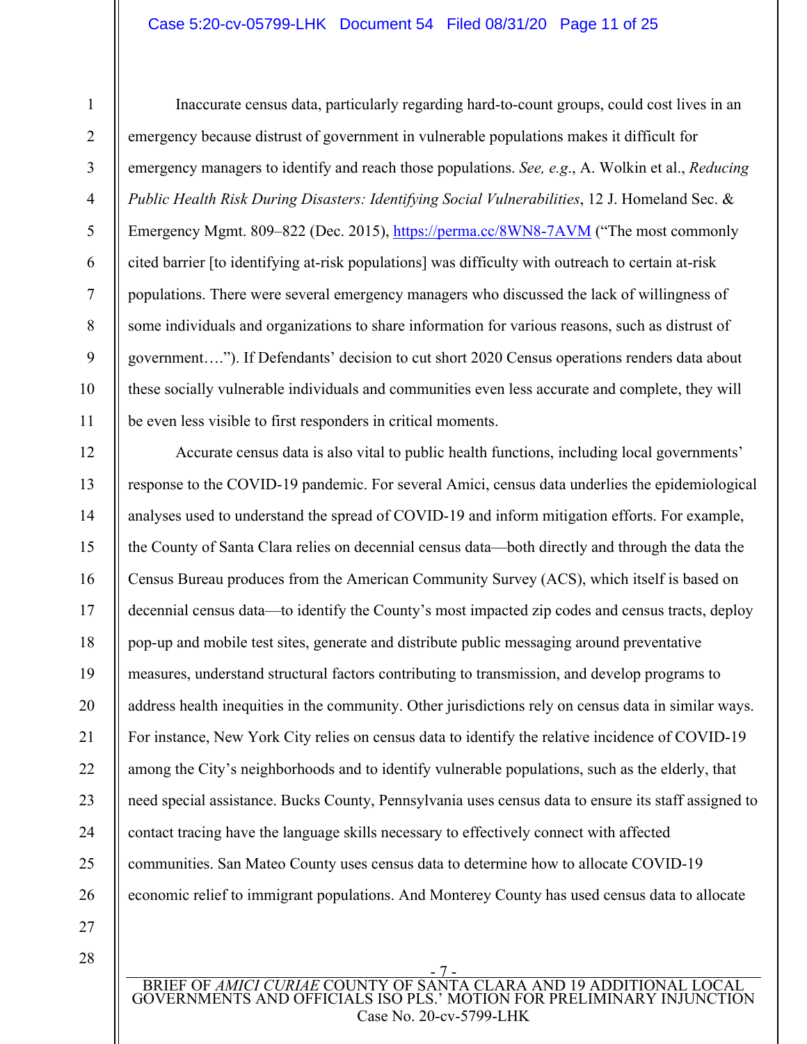Inaccurate census data, particularly regarding hard-to-count groups, could cost lives in an emergency because distrust of government in vulnerable populations makes it difficult for emergency managers to identify and reach those populations. *See, e.g.*, A. Wolkin et al., *Reducing Public Health Risk During Disasters: Identifying Social Vulnerabilities*, 12 J. Homeland Sec. & Emergency Mgmt. 809–822 (Dec. 2015), https://perma.cc/8WN8-7AVM ("The most commonly cited barrier [to identifying at-risk populations] was difficulty with outreach to certain at-risk populations. There were several emergency managers who discussed the lack of willingness of some individuals and organizations to share information for various reasons, such as distrust of government…."). If Defendants' decision to cut short 2020 Census operations renders data about these socially vulnerable individuals and communities even less accurate and complete, they will be even less visible to first responders in critical moments.

Accurate census data is also vital to public health functions, including local governments' response to the COVID-19 pandemic. For several Amici, census data underlies the epidemiological analyses used to understand the spread of COVID-19 and inform mitigation efforts. For example, the County of Santa Clara relies on decennial census data—both directly and through the data the Census Bureau produces from the American Community Survey (ACS), which itself is based on decennial census data—to identify the County's most impacted zip codes and census tracts, deploy pop-up and mobile test sites, generate and distribute public messaging around preventative measures, understand structural factors contributing to transmission, and develop programs to address health inequities in the community. Other jurisdictions rely on census data in similar ways. For instance, New York City relies on census data to identify the relative incidence of COVID-19 among the City's neighborhoods and to identify vulnerable populations, such as the elderly, that need special assistance. Bucks County, Pennsylvania uses census data to ensure its staff assigned to contact tracing have the language skills necessary to effectively connect with affected communities. San Mateo County uses census data to determine how to allocate COVID-19 economic relief to immigrant populations. And Monterey County has used census data to allocate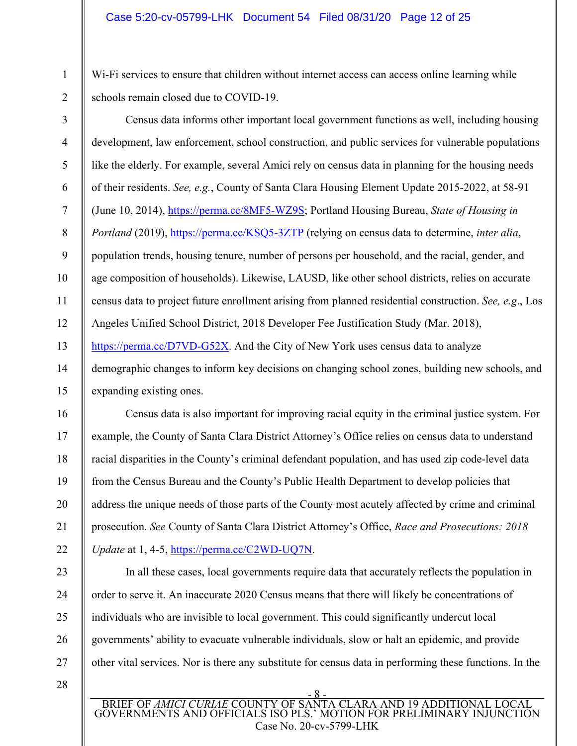Wi-Fi services to ensure that children without internet access can access online learning while schools remain closed due to COVID-19.

Census data informs other important local government functions as well, including housing development, law enforcement, school construction, and public services for vulnerable populations like the elderly. For example, several Amici rely on census data in planning for the housing needs of their residents. *See, e.g.*, County of Santa Clara Housing Element Update 2015-2022, at 58-91 (June 10, 2014), https://perma.cc/8MF5-WZ9S; Portland Housing Bureau, *State of Housing in Portland* (2019), https://perma.cc/KSQ5-3ZTP (relying on census data to determine, *inter alia*, population trends, housing tenure, number of persons per household, and the racial, gender, and age composition of households). Likewise, LAUSD, like other school districts, relies on accurate census data to project future enrollment arising from planned residential construction. *See, e.g*., Los Angeles Unified School District, 2018 Developer Fee Justification Study (Mar. 2018), https://perma.cc/D7VD-G52X. And the City of New York uses census data to analyze demographic changes to inform key decisions on changing school zones, building new schools, and expanding existing ones.

Census data is also important for improving racial equity in the criminal justice system. For example, the County of Santa Clara District Attorney's Office relies on census data to understand racial disparities in the County's criminal defendant population, and has used zip code-level data from the Census Bureau and the County's Public Health Department to develop policies that address the unique needs of those parts of the County most acutely affected by crime and criminal prosecution. *See* County of Santa Clara District Attorney's Office, *Race and Prosecutions: 2018 Update* at 1, 4-5, https://perma.cc/C2WD-UQ7N.

In all these cases, local governments require data that accurately reflects the population in order to serve it. An inaccurate 2020 Census means that there will likely be concentrations of individuals who are invisible to local government. This could significantly undercut local governments' ability to evacuate vulnerable individuals, slow or halt an epidemic, and provide other vital services. Nor is there any substitute for census data in performing these functions. In the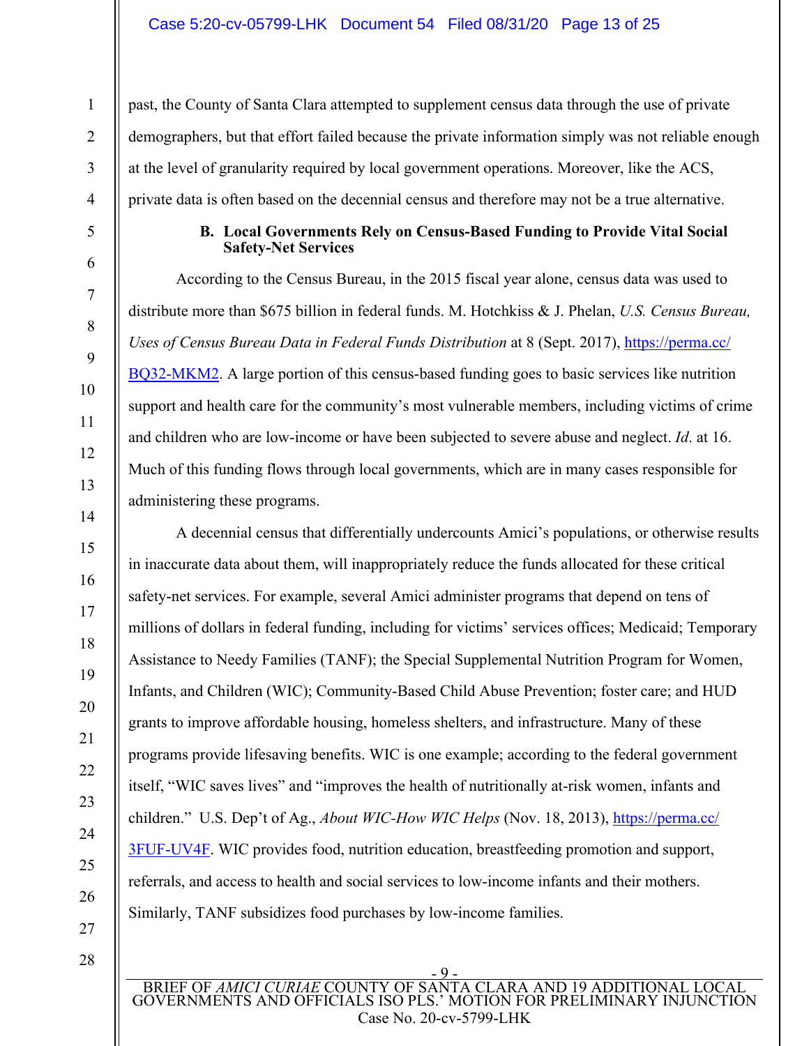past, the County of Santa Clara attempted to supplement census data through the use of private demographers, but that effort failed because the private information simply was not reliable enough at the level of granularity required by local government operations. Moreover, like the ACS, private data is often based on the decennial census and therefore may not be a true alternative.

### B. Local Governments Rely on Census-Based Funding to Provide Vital Social Safety-Net Services

According to the Census Bureau, in the 2015 fiscal year alone, census data was used to distribute more than $675 billion in federal funds. M. Hotchkiss & J. Phelan, *U.S. Census Bureau, Uses of Census Bureau Data in Federal Funds Distribution* at 8 (Sept. 2017), https://perma.cc/BQ32-MKM2. A large portion of this census-based funding goes to basic services like nutrition support and health care for the community's most vulnerable members, including victims of crime and children who are low-income or have been subjected to severe abuse and neglect. *Id*. at 16. Much of this funding flows through local governments, which are in many cases responsible for administering these programs.

A decennial census that differentially undercounts Amici's populations, or otherwise results in inaccurate data about them, will inappropriately reduce the funds allocated for these critical safety-net services. For example, several Amici administer programs that depend on tens of millions of dollars in federal funding, including for victims' services offices; Medicaid; Temporary Assistance to Needy Families (TANF); the Special Supplemental Nutrition Program for Women, Infants, and Children (WIC); Community-Based Child Abuse Prevention; foster care; and HUD grants to improve affordable housing, homeless shelters, and infrastructure. Many of these programs provide lifesaving benefits. WIC is one example; according to the federal government itself, "WIC saves lives" and "improves the health of nutritionally at-risk women, infants and children." U.S. Dep't of Ag., *About WIC-How WIC Helps* (Nov. 18, 2013), https://perma.cc/3FUF-UV4F. WIC provides food, nutrition education, breastfeeding promotion and support, referrals, and access to health and social services to low-income infants and their mothers. Similarly, TANF subsidizes food purchases by low-income families.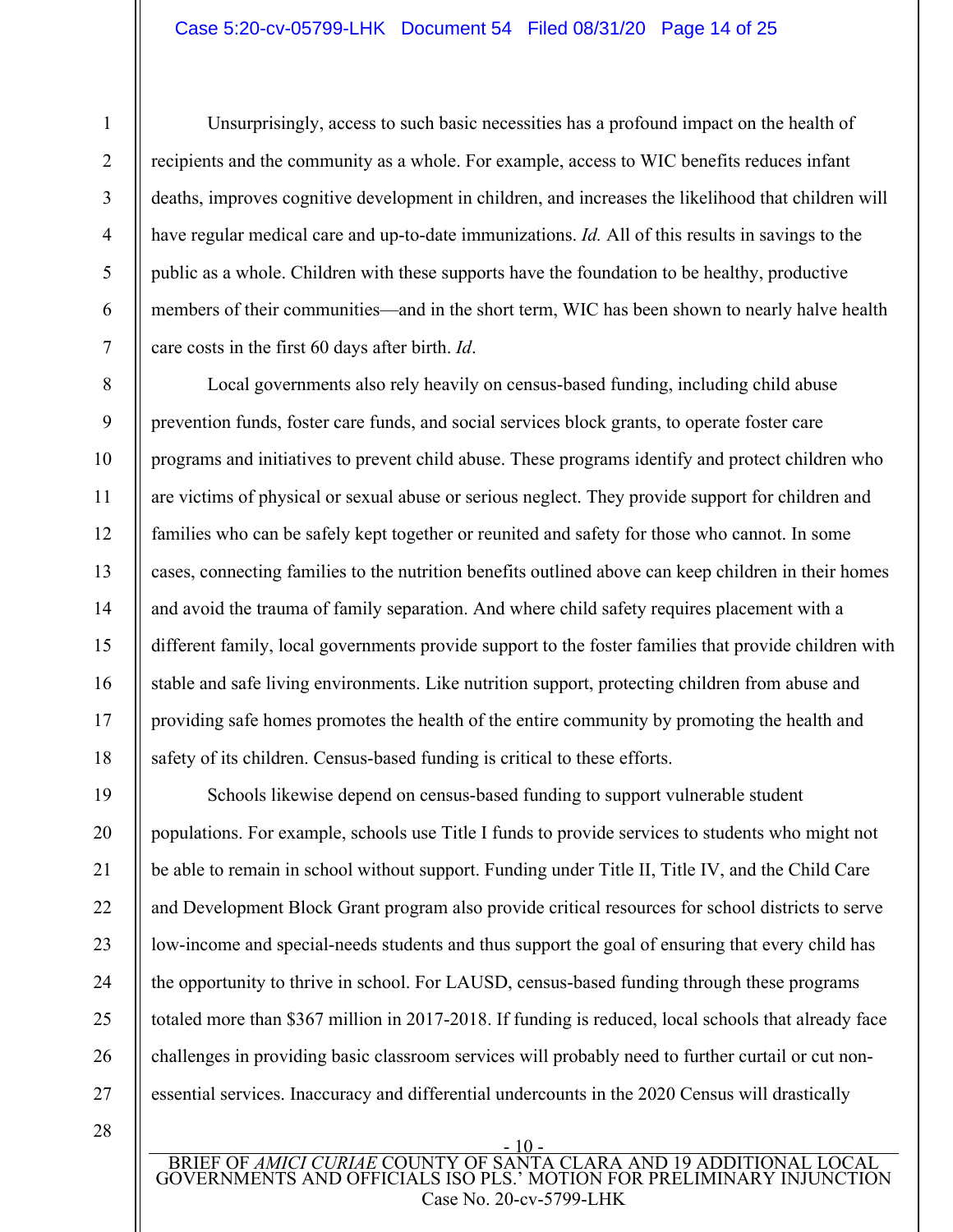Unsurprisingly, access to such basic necessities has a profound impact on the health of recipients and the community as a whole. For example, access to WIC benefits reduces infant deaths, improves cognitive development in children, and increases the likelihood that children will have regular medical care and up-to-date immunizations. *Id.* All of this results in savings to the public as a whole. Children with these supports have the foundation to be healthy, productive members of their communities—and in the short term, WIC has been shown to nearly halve health care costs in the first 60 days after birth. *Id*.

Local governments also rely heavily on census-based funding, including child abuse prevention funds, foster care funds, and social services block grants, to operate foster care programs and initiatives to prevent child abuse. These programs identify and protect children who are victims of physical or sexual abuse or serious neglect. They provide support for children and families who can be safely kept together or reunited and safety for those who cannot. In some cases, connecting families to the nutrition benefits outlined above can keep children in their homes and avoid the trauma of family separation. And where child safety requires placement with a different family, local governments provide support to the foster families that provide children with stable and safe living environments. Like nutrition support, protecting children from abuse and providing safe homes promotes the health of the entire community by promoting the health and safety of its children. Census-based funding is critical to these efforts.

Schools likewise depend on census-based funding to support vulnerable student populations. For example, schools use Title I funds to provide services to students who might not be able to remain in school without support. Funding under Title II, Title IV, and the Child Care and Development Block Grant program also provide critical resources for school districts to serve low-income and special-needs students and thus support the goal of ensuring that every child has the opportunity to thrive in school. For LAUSD, census-based funding through these programs totaled more than $367 million in 2017-2018. If funding is reduced, local schools that already face challenges in providing basic classroom services will probably need to further curtail or cut non-essential services. Inaccuracy and differential undercounts in the 2020 Census will drastically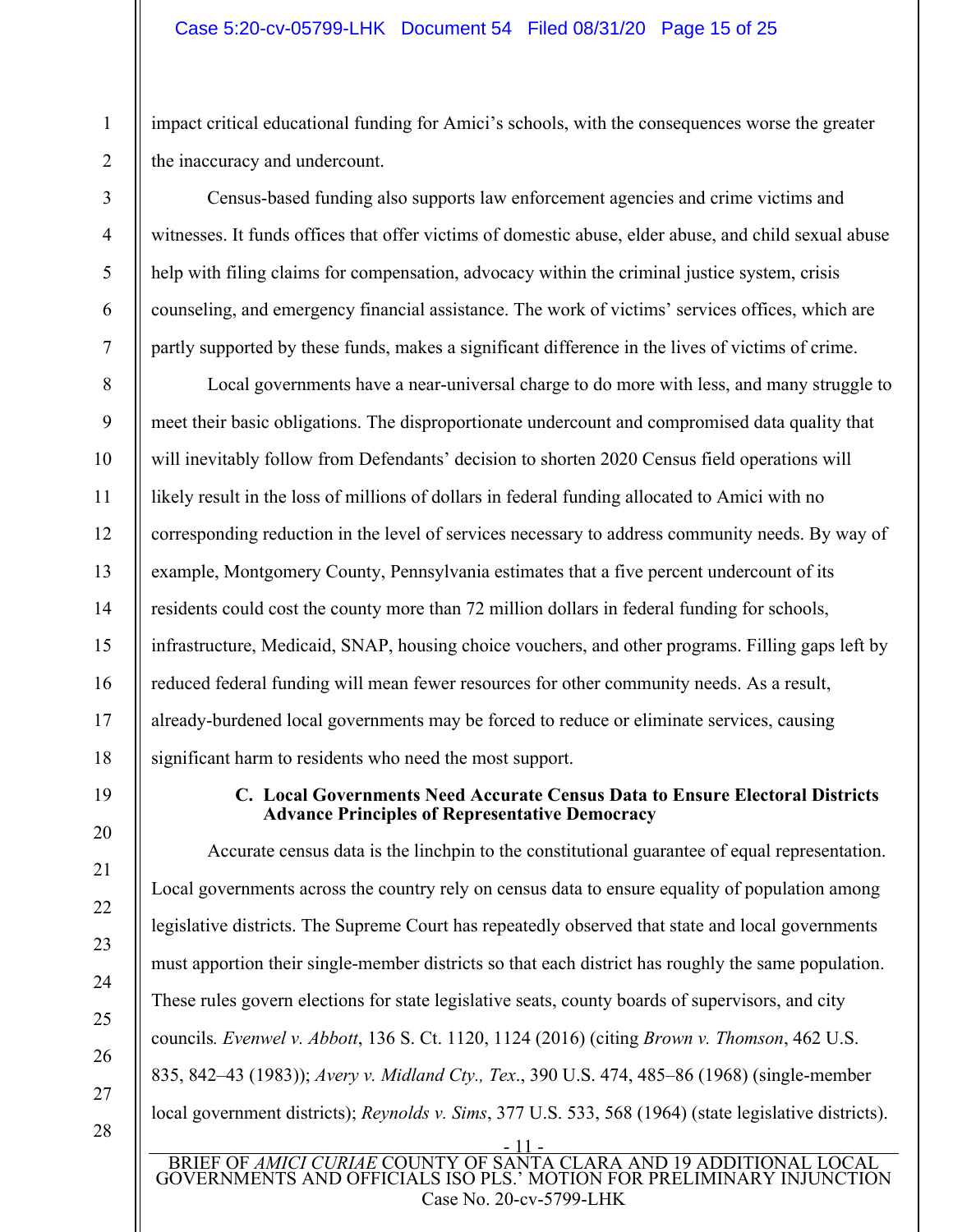impact critical educational funding for Amici's schools, with the consequences worse the greater the inaccuracy and undercount.

Census-based funding also supports law enforcement agencies and crime victims and witnesses. It funds offices that offer victims of domestic abuse, elder abuse, and child sexual abuse help with filing claims for compensation, advocacy within the criminal justice system, crisis counseling, and emergency financial assistance. The work of victims' services offices, which are partly supported by these funds, makes a significant difference in the lives of victims of crime.

Local governments have a near-universal charge to do more with less, and many struggle to meet their basic obligations. The disproportionate undercount and compromised data quality that will inevitably follow from Defendants' decision to shorten 2020 Census field operations will likely result in the loss of millions of dollars in federal funding allocated to Amici with no corresponding reduction in the level of services necessary to address community needs. By way of example, Montgomery County, Pennsylvania estimates that a five percent undercount of its residents could cost the county more than 72 million dollars in federal funding for schools, infrastructure, Medicaid, SNAP, housing choice vouchers, and other programs. Filling gaps left by reduced federal funding will mean fewer resources for other community needs. As a result, already-burdened local governments may be forced to reduce or eliminate services, causing significant harm to residents who need the most support.

### C. Local Governments Need Accurate Census Data to Ensure Electoral Districts Advance Principles of Representative Democracy

Accurate census data is the linchpin to the constitutional guarantee of equal representation. Local governments across the country rely on census data to ensure equality of population among legislative districts. The Supreme Court has repeatedly observed that state and local governments must apportion their single-member districts so that each district has roughly the same population. These rules govern elections for state legislative seats, county boards of supervisors, and city councils. *Evenwel v. Abbott*, 136 S. Ct. 1120, 1124 (2016) (citing *Brown v. Thomson*, 462 U.S. 835, 842–43 (1983)); *Avery v. Midland Cty., Tex*., 390 U.S. 474, 485–86 (1968) (single-member local government districts); *Reynolds v. Sims*, 377 U.S. 533, 568 (1964) (state legislative districts).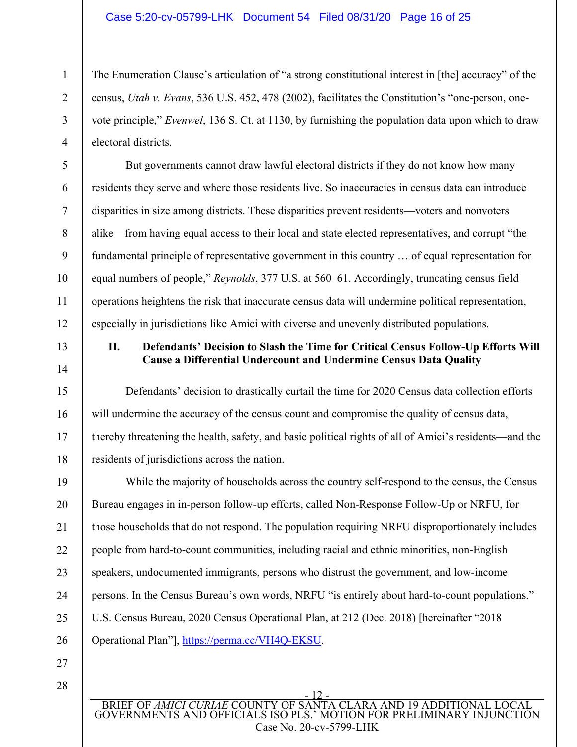The Enumeration Clause's articulation of "a strong constitutional interest in [the] accuracy" of the census, *Utah v. Evans*, 536 U.S. 452, 478 (2002), facilitates the Constitution's "one-person, one-vote principle," *Evenwel*, 136 S. Ct. at 1130, by furnishing the population data upon which to draw electoral districts.

But governments cannot draw lawful electoral districts if they do not know how many residents they serve and where those residents live. So inaccuracies in census data can introduce disparities in size among districts. These disparities prevent residents—voters and nonvoters alike—from having equal access to their local and state elected representatives, and corrupt "the fundamental principle of representative government in this country … of equal representation for equal numbers of people," *Reynolds*, 377 U.S. at 560–61. Accordingly, truncating census field operations heightens the risk that inaccurate census data will undermine political representation, especially in jurisdictions like Amici with diverse and unevenly distributed populations.

## II. Defendants' Decision to Slash the Time for Critical Census Follow-Up Efforts Will Cause a Differential Undercount and Undermine Census Data Quality

Defendants' decision to drastically curtail the time for 2020 Census data collection efforts will undermine the accuracy of the census count and compromise the quality of census data, thereby threatening the health, safety, and basic political rights of all of Amici's residents—and the residents of jurisdictions across the nation.

While the majority of households across the country self-respond to the census, the Census Bureau engages in in-person follow-up efforts, called Non-Response Follow-Up or NRFU, for those households that do not respond. The population requiring NRFU disproportionately includes people from hard-to-count communities, including racial and ethnic minorities, non-English speakers, undocumented immigrants, persons who distrust the government, and low-income persons. In the Census Bureau's own words, NRFU "is entirely about hard-to-count populations." U.S. Census Bureau, 2020 Census Operational Plan, at 212 (Dec. 2018) [hereinafter "2018 Operational Plan"], https://perma.cc/VH4Q-EKSU.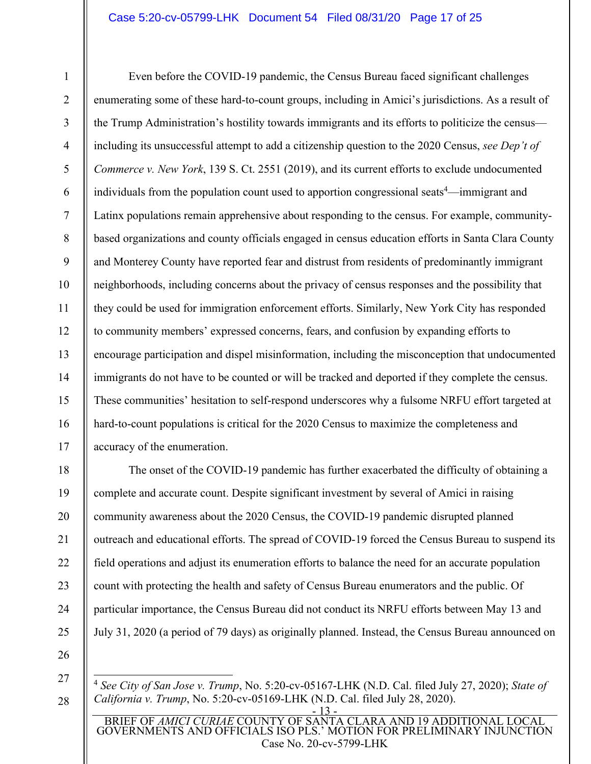Even before the COVID-19 pandemic, the Census Bureau faced significant challenges enumerating some of these hard-to-count groups, including in Amici's jurisdictions. As a result of the Trump Administration's hostility towards immigrants and its efforts to politicize the census—including its unsuccessful attempt to add a citizenship question to the 2020 Census, *see Dep't of Commerce v. New York*, 139 S. Ct. 2551 (2019), and its current efforts to exclude undocumented individuals from the population count used to apportion congressional seats[4]—immigrant and Latinx populations remain apprehensive about responding to the census. For example, community-based organizations and county officials engaged in census education efforts in Santa Clara County and Monterey County have reported fear and distrust from residents of predominantly immigrant neighborhoods, including concerns about the privacy of census responses and the possibility that they could be used for immigration enforcement efforts. Similarly, New York City has responded to community members' expressed concerns, fears, and confusion by expanding efforts to encourage participation and dispel misinformation, including the misconception that undocumented immigrants do not have to be counted or will be tracked and deported if they complete the census. These communities' hesitation to self-respond underscores why a fulsome NRFU effort targeted at hard-to-count populations is critical for the 2020 Census to maximize the completeness and accuracy of the enumeration.

The onset of the COVID-19 pandemic has further exacerbated the difficulty of obtaining a complete and accurate count. Despite significant investment by several of Amici in raising community awareness about the 2020 Census, the COVID-19 pandemic disrupted planned outreach and educational efforts. The spread of COVID-19 forced the Census Bureau to suspend its field operations and adjust its enumeration efforts to balance the need for an accurate population count with protecting the health and safety of Census Bureau enumerators and the public. Of particular importance, the Census Bureau did not conduct its NRFU efforts between May 13 and July 31, 2020 (a period of 79 days) as originally planned. Instead, the Census Bureau announced on

---

[4] *See City of San Jose v. Trump*, No. 5:20-cv-05167-LHK (N.D. Cal. filed July 27, 2020); *State of California v. Trump*, No. 5:20-cv-05169-LHK (N.D. Cal. filed July 28, 2020).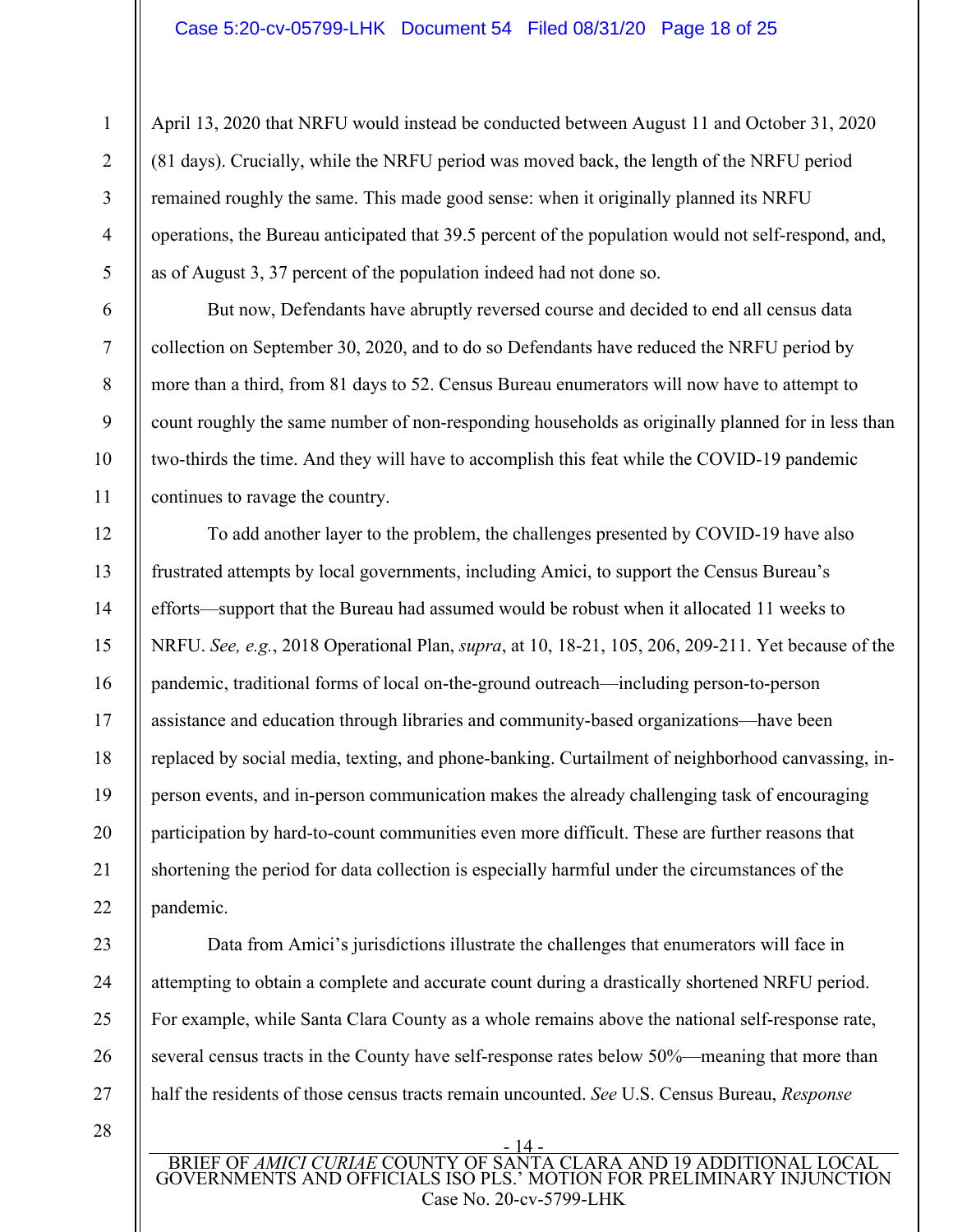April 13, 2020 that NRFU would instead be conducted between August 11 and October 31, 2020 (81 days). Crucially, while the NRFU period was moved back, the length of the NRFU period remained roughly the same. This made good sense: when it originally planned its NRFU operations, the Bureau anticipated that 39.5 percent of the population would not self-respond, and, as of August 3, 37 percent of the population indeed had not done so.

But now, Defendants have abruptly reversed course and decided to end all census data collection on September 30, 2020, and to do so Defendants have reduced the NRFU period by more than a third, from 81 days to 52. Census Bureau enumerators will now have to attempt to count roughly the same number of non-responding households as originally planned for in less than two-thirds the time. And they will have to accomplish this feat while the COVID-19 pandemic continues to ravage the country.

To add another layer to the problem, the challenges presented by COVID-19 have also frustrated attempts by local governments, including Amici, to support the Census Bureau's efforts—support that the Bureau had assumed would be robust when it allocated 11 weeks to NRFU. *See, e.g.*, 2018 Operational Plan, *supra*, at 10, 18-21, 105, 206, 209-211. Yet because of the pandemic, traditional forms of local on-the-ground outreach—including person-to-person assistance and education through libraries and community-based organizations—have been replaced by social media, texting, and phone-banking. Curtailment of neighborhood canvassing, in-person events, and in-person communication makes the already challenging task of encouraging participation by hard-to-count communities even more difficult. These are further reasons that shortening the period for data collection is especially harmful under the circumstances of the pandemic.

Data from Amici's jurisdictions illustrate the challenges that enumerators will face in attempting to obtain a complete and accurate count during a drastically shortened NRFU period. For example, while Santa Clara County as a whole remains above the national self-response rate, several census tracts in the County have self-response rates below 50%—meaning that more than half the residents of those census tracts remain uncounted. *See* U.S. Census Bureau, *Response*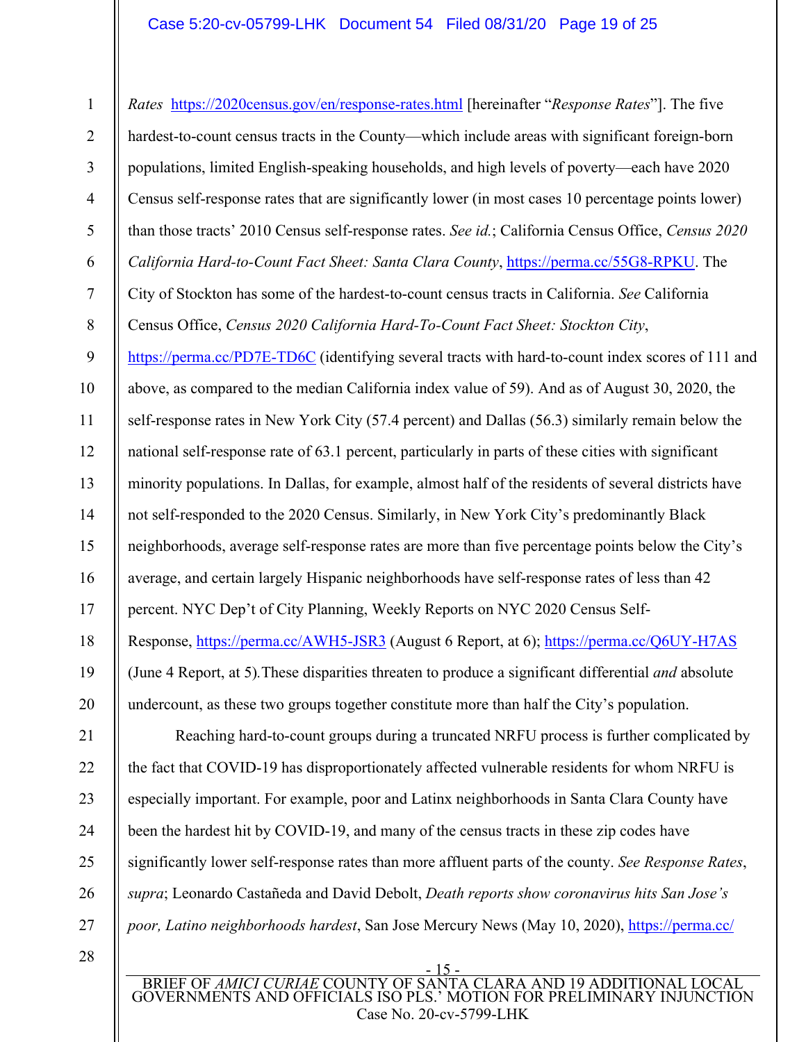*Rates* https://2020census.gov/en/response-rates.html [hereinafter "*Response Rates*"]. The five hardest-to-count census tracts in the County—which include areas with significant foreign-born populations, limited English-speaking households, and high levels of poverty—each have 2020 Census self-response rates that are significantly lower (in most cases 10 percentage points lower) than those tracts' 2010 Census self-response rates. *See id.*; California Census Office, *Census 2020 California Hard-to-Count Fact Sheet: Santa Clara County*, https://perma.cc/55G8-RPKU. The City of Stockton has some of the hardest-to-count census tracts in California. *See* California Census Office, *Census 2020 California Hard-To-Count Fact Sheet: Stockton City*, https://perma.cc/PD7E-TD6C (identifying several tracts with hard-to-count index scores of 111 and above, as compared to the median California index value of 59). And as of August 30, 2020, the self-response rates in New York City (57.4 percent) and Dallas (56.3) similarly remain below the national self-response rate of 63.1 percent, particularly in parts of these cities with significant minority populations. In Dallas, for example, almost half of the residents of several districts have not self-responded to the 2020 Census. Similarly, in New York City's predominantly Black neighborhoods, average self-response rates are more than five percentage points below the City's average, and certain largely Hispanic neighborhoods have self-response rates of less than 42 percent. NYC Dep't of City Planning, Weekly Reports on NYC 2020 Census Self-Response, https://perma.cc/AWH5-JSR3 (August 6 Report, at 6); https://perma.cc/Q6UY-H7AS (June 4 Report, at 5). These disparities threaten to produce a significant differential *and* absolute undercount, as these two groups together constitute more than half the City's population.

Reaching hard-to-count groups during a truncated NRFU process is further complicated by the fact that COVID-19 has disproportionately affected vulnerable residents for whom NRFU is especially important. For example, poor and Latinx neighborhoods in Santa Clara County have been the hardest hit by COVID-19, and many of the census tracts in these zip codes have significantly lower self-response rates than more affluent parts of the county. *See Response Rates*, *supra*; Leonardo Castañeda and David Debolt, *Death reports show coronavirus hits San Jose's poor, Latino neighborhoods hardest*, San Jose Mercury News (May 10, 2020), https://perma.cc/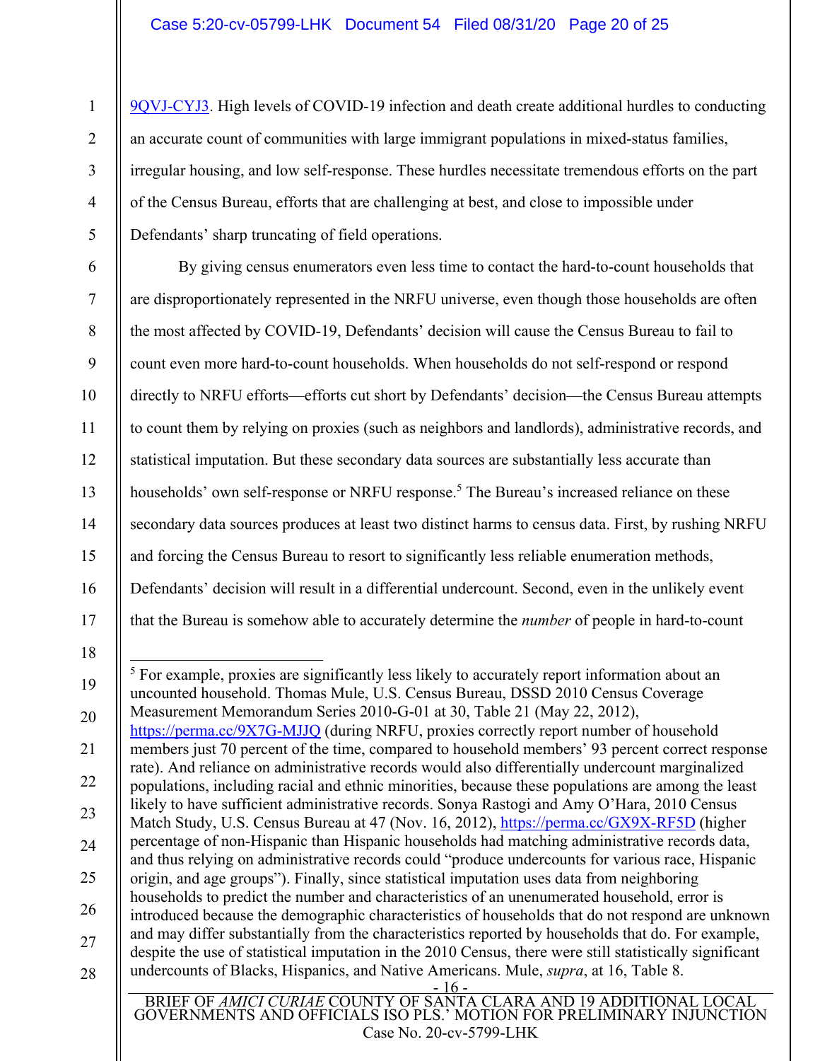9QVJ-CYJ3. High levels of COVID-19 infection and death create additional hurdles to conducting an accurate count of communities with large immigrant populations in mixed-status families, irregular housing, and low self-response. These hurdles necessitate tremendous efforts on the part of the Census Bureau, efforts that are challenging at best, and close to impossible under Defendants' sharp truncating of field operations.

By giving census enumerators even less time to contact the hard-to-count households that are disproportionately represented in the NRFU universe, even though those households are often the most affected by COVID-19, Defendants' decision will cause the Census Bureau to fail to count even more hard-to-count households. When households do not self-respond or respond directly to NRFU efforts—efforts cut short by Defendants' decision—the Census Bureau attempts to count them by relying on proxies (such as neighbors and landlords), administrative records, and statistical imputation. But these secondary data sources are substantially less accurate than households' own self-response or NRFU response.[5] The Bureau's increased reliance on these secondary data sources produces at least two distinct harms to census data. First, by rushing NRFU and forcing the Census Bureau to resort to significantly less reliable enumeration methods, Defendants' decision will result in a differential undercount. Second, even in the unlikely event that the Bureau is somehow able to accurately determine the *number* of people in hard-to-count

---

[5] For example, proxies are significantly less likely to accurately report information about an uncounted household. Thomas Mule, U.S. Census Bureau, DSSD 2010 Census Coverage Measurement Memorandum Series 2010-G-01 at 30, Table 21 (May 22, 2012), https://perma.cc/9X7G-MJJQ (during NRFU, proxies correctly report number of household members just 70 percent of the time, compared to household members' 93 percent correct response rate). And reliance on administrative records would also differentially undercount marginalized populations, including racial and ethnic minorities, because these populations are among the least likely to have sufficient administrative records. Sonya Rastogi and Amy O'Hara, 2010 Census Match Study, U.S. Census Bureau at 47 (Nov. 16, 2012), https://perma.cc/GX9X-RF5D (higher percentage of non-Hispanic than Hispanic households had matching administrative records data, and thus relying on administrative records could "produce undercounts for various race, Hispanic origin, and age groups"). Finally, since statistical imputation uses data from neighboring households to predict the number and characteristics of an unenumerated household, error is introduced because the demographic characteristics of households that do not respond are unknown and may differ substantially from the characteristics reported by households that do. For example, despite the use of statistical imputation in the 2010 Census, there were still statistically significant undercounts of Blacks, Hispanics, and Native Americans. Mule, *supra*, at 16, Table 8.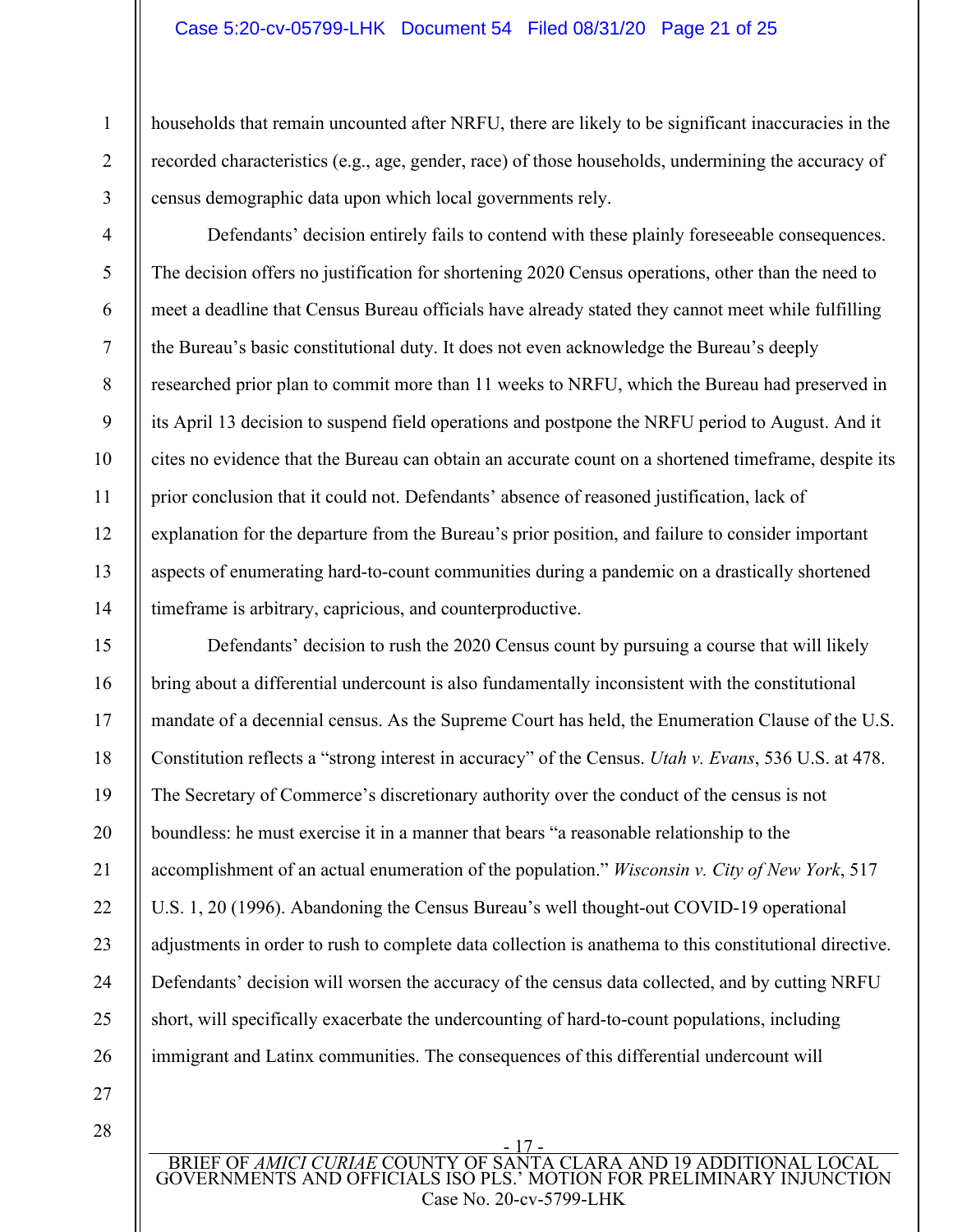households that remain uncounted after NRFU, there are likely to be significant inaccuracies in the recorded characteristics (e.g., age, gender, race) of those households, undermining the accuracy of census demographic data upon which local governments rely.

Defendants' decision entirely fails to contend with these plainly foreseeable consequences. The decision offers no justification for shortening 2020 Census operations, other than the need to meet a deadline that Census Bureau officials have already stated they cannot meet while fulfilling the Bureau's basic constitutional duty. It does not even acknowledge the Bureau's deeply researched prior plan to commit more than 11 weeks to NRFU, which the Bureau had preserved in its April 13 decision to suspend field operations and postpone the NRFU period to August. And it cites no evidence that the Bureau can obtain an accurate count on a shortened timeframe, despite its prior conclusion that it could not. Defendants' absence of reasoned justification, lack of explanation for the departure from the Bureau's prior position, and failure to consider important aspects of enumerating hard-to-count communities during a pandemic on a drastically shortened timeframe is arbitrary, capricious, and counterproductive.

Defendants' decision to rush the 2020 Census count by pursuing a course that will likely bring about a differential undercount is also fundamentally inconsistent with the constitutional mandate of a decennial census. As the Supreme Court has held, the Enumeration Clause of the U.S. Constitution reflects a "strong interest in accuracy" of the Census. *Utah v. Evans*, 536 U.S. at 478. The Secretary of Commerce's discretionary authority over the conduct of the census is not boundless: he must exercise it in a manner that bears "a reasonable relationship to the accomplishment of an actual enumeration of the population." *Wisconsin v. City of New York*, 517 U.S. 1, 20 (1996). Abandoning the Census Bureau's well thought-out COVID-19 operational adjustments in order to rush to complete data collection is anathema to this constitutional directive. Defendants' decision will worsen the accuracy of the census data collected, and by cutting NRFU short, will specifically exacerbate the undercounting of hard-to-count populations, including immigrant and Latinx communities. The consequences of this differential undercount will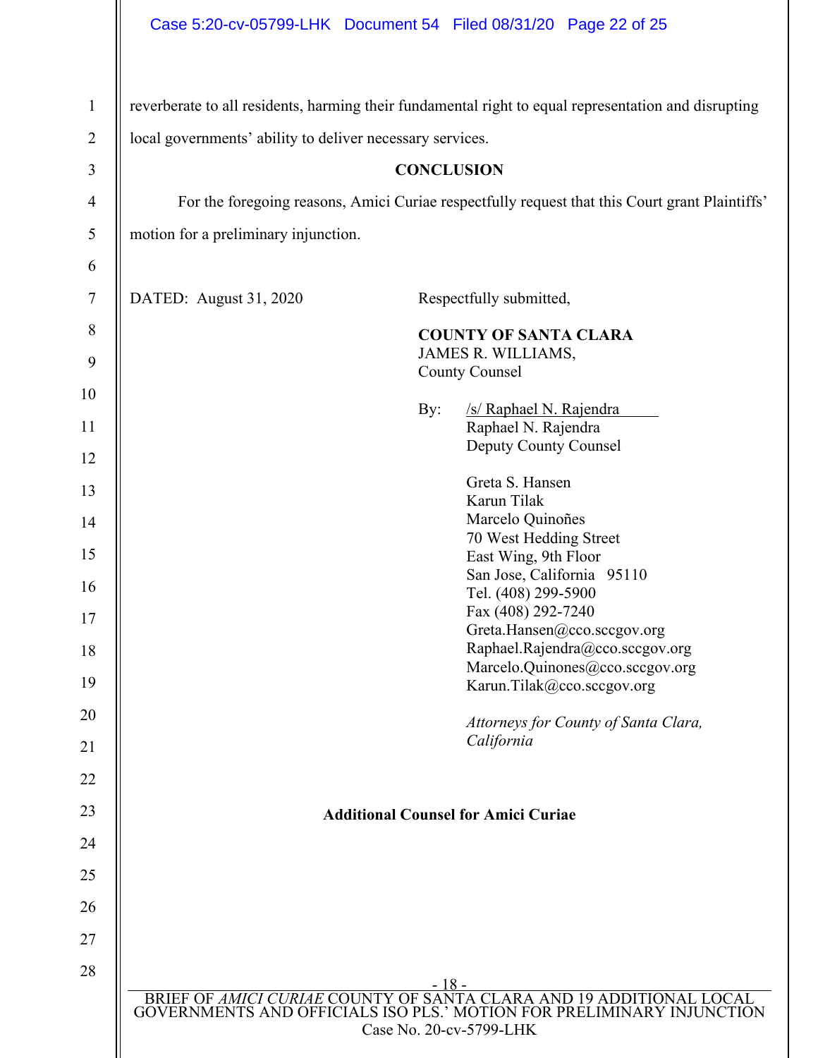reverberate to all residents, harming their fundamental right to equal representation and disrupting local governments' ability to deliver necessary services.

## CONCLUSION

For the foregoing reasons, Amici Curiae respectfully request that this Court grant Plaintiffs' motion for a preliminary injunction.

DATED: August 31, 2020

Respectfully submitted,

**COUNTY OF SANTA CLARA**
JAMES R. WILLIAMS,
County Counsel

By: /s/ Raphael N. Rajendra
Raphael N. Rajendra
Deputy County Counsel

Greta S. Hansen
Karun Tilak
Marcelo Quinoñes
70 West Hedding Street
East Wing, 9th Floor
San Jose, California 95110
Tel. (408) 299-5900
Fax (408) 292-7240
Greta.Hansen@cco.sccgov.org
Raphael.Rajendra@cco.sccgov.org
Marcelo.Quinones@cco.sccgov.org
Karun.Tilak@cco.sccgov.org

*Attorneys for County of Santa Clara, California*

**Additional Counsel for Amici Curiae**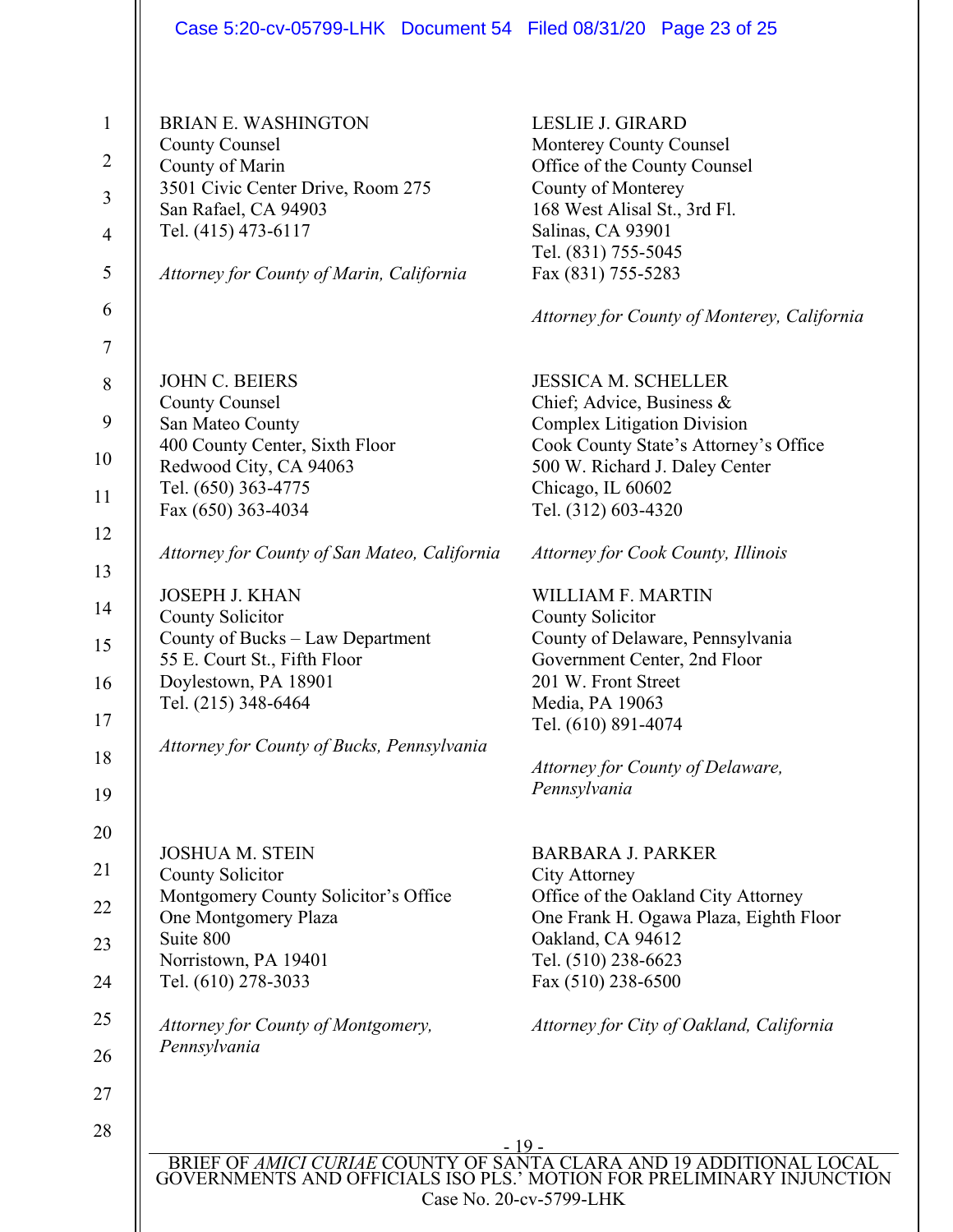BRIEAN E. WASHINGTON
County Counsel
County of Marin
3501 Civic Center Drive, Room 275
San Rafael, CA 94903
Tel. (415) 473-6117

*Attorney for County of Marin, California*

LESLIE J. GIRARD
Monterey County Counsel
Office of the County Counsel
County of Monterey
168 West Alisal St., 3rd Fl.
Salinas, CA 93901
Tel. (831) 755-5045
Fax (831) 755-5283

*Attorney for County of Monterey, California*

JOHN C. BEIERS
County Counsel
San Mateo County
400 County Center, Sixth Floor
Redwood City, CA 94063
Tel. (650) 363-4775
Fax (650) 363-4034

*Attorney for County of San Mateo, California*

JESSICA M. SCHELLER
Chief; Advice, Business &
Complex Litigation Division
Cook County State's Attorney's Office
500 W. Richard J. Daley Center
Chicago, IL 60602
Tel. (312) 603-4320

*Attorney for Cook County, Illinois*

JOSEPH J. KHAN
County Solicitor
County of Bucks – Law Department
55 E. Court St., Fifth Floor
Doylestown, PA 18901
Tel. (215) 348-6464

*Attorney for County of Bucks, Pennsylvania*

WILLIAM F. MARTIN
County Solicitor
County of Delaware, Pennsylvania
Government Center, 2nd Floor
201 W. Front Street
Media, PA 19063
Tel. (610) 891-4074

*Attorney for County of Delaware, Pennsylvania*

JOSHUA M. STEIN
County Solicitor
Montgomery County Solicitor's Office
One Montgomery Plaza
Suite 800
Norristown, PA 19401
Tel. (610) 278-3033

*Attorney for County of Montgomery, Pennsylvania*

BARBARA J. PARKER
City Attorney
Office of the Oakland City Attorney
One Frank H. Ogawa Plaza, Eighth Floor
Oakland, CA 94612
Tel. (510) 238-6623
Fax (510) 238-6500

*Attorney for City of Oakland, California*

BRIEF OF *AMICI CURIAE* COUNTY OF SANTA CLARA AND 19 ADDITIONAL LOCAL GOVERNMENTS AND OFFICIALS ISO PLS.' MOTION FOR PRELIMINARY INJUNCTION
Case No. 20-cv-5799-LHK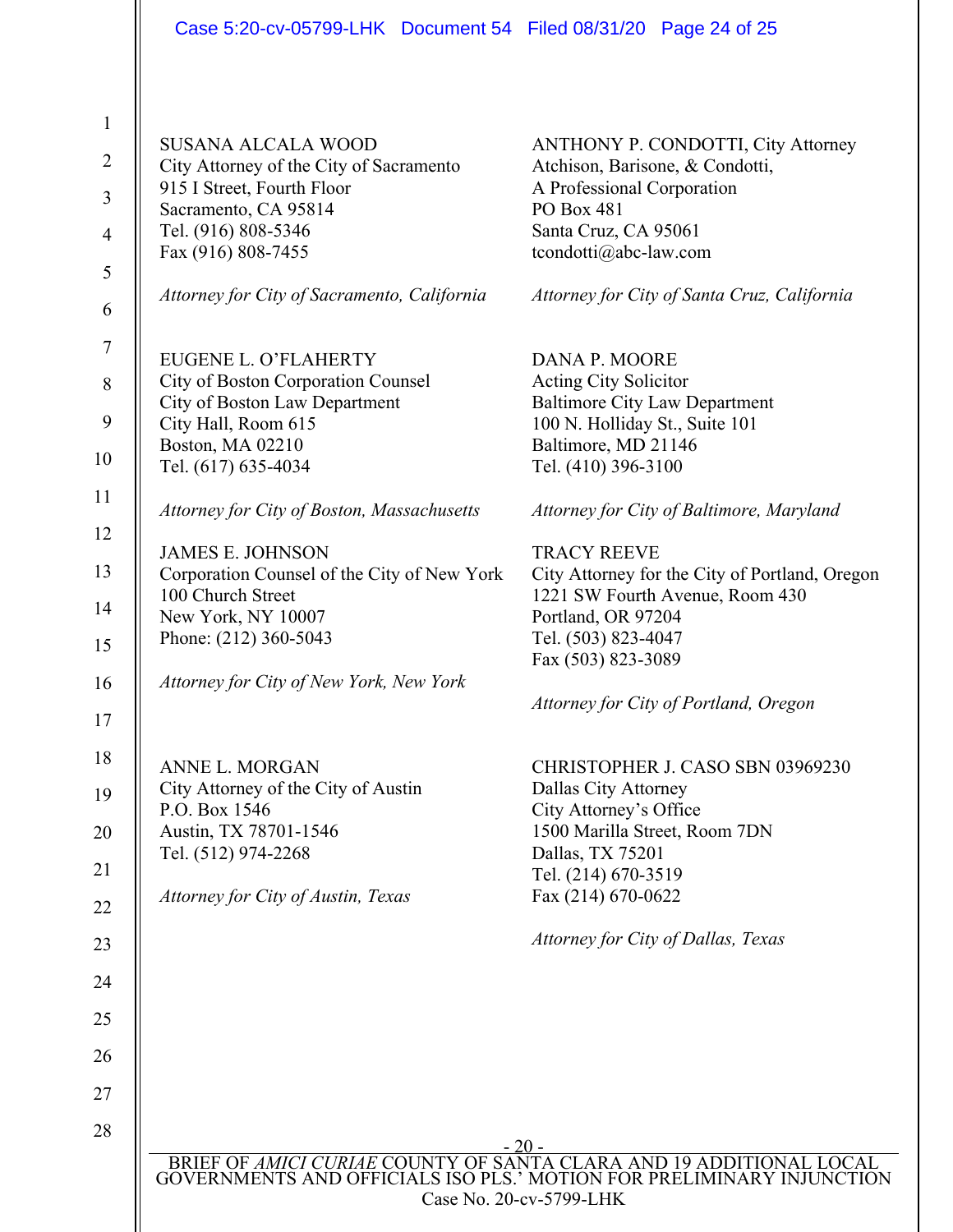SUSANA ALCALA WOOD
City Attorney of the City of Sacramento
915 I Street, Fourth Floor
Sacramento, CA 95814
Tel. (916) 808-5346
Fax (916) 808-7455

*Attorney for City of Sacramento, California*

ANTHONY P. CONDOTTI, City Attorney
Atchison, Barisone, & Condotti,
A Professional Corporation
PO Box 481
Santa Cruz, CA 95061
tcondotti@abc-law.com

*Attorney for City of Santa Cruz, California*

EUGENE L. O'FLAHERTY
City of Boston Corporation Counsel
City of Boston Law Department
City Hall, Room 615
Boston, MA 02210
Tel. (617) 635-4034

*Attorney for City of Boston, Massachusetts*

DANA P. MOORE
Acting City Solicitor
Baltimore City Law Department
100 N. Holliday St., Suite 101
Baltimore, MD 21146
Tel. (410) 396-3100

*Attorney for City of Baltimore, Maryland*

JAMES E. JOHNSON
Corporation Counsel of the City of New York
100 Church Street
New York, NY 10007
Phone: (212) 360-5043

*Attorney for City of New York, New York*

TRACY REEVE
City Attorney for the City of Portland, Oregon
1221 SW Fourth Avenue, Room 430
Portland, OR 97204
Tel. (503) 823-4047
Fax (503) 823-3089

*Attorney for City of Portland, Oregon*

ANNE L. MORGAN
City Attorney of the City of Austin
P.O. Box 1546
Austin, TX 78701-1546
Tel. (512) 974-2268

*Attorney for City of Austin, Texas*

CHRISTOPHER J. CASO SBN 03969230
Dallas City Attorney
City Attorney's Office
1500 Marilla Street, Room 7DN
Dallas, TX 75201
Tel. (214) 670-3519
Fax (214) 670-0622

*Attorney for City of Dallas, Texas*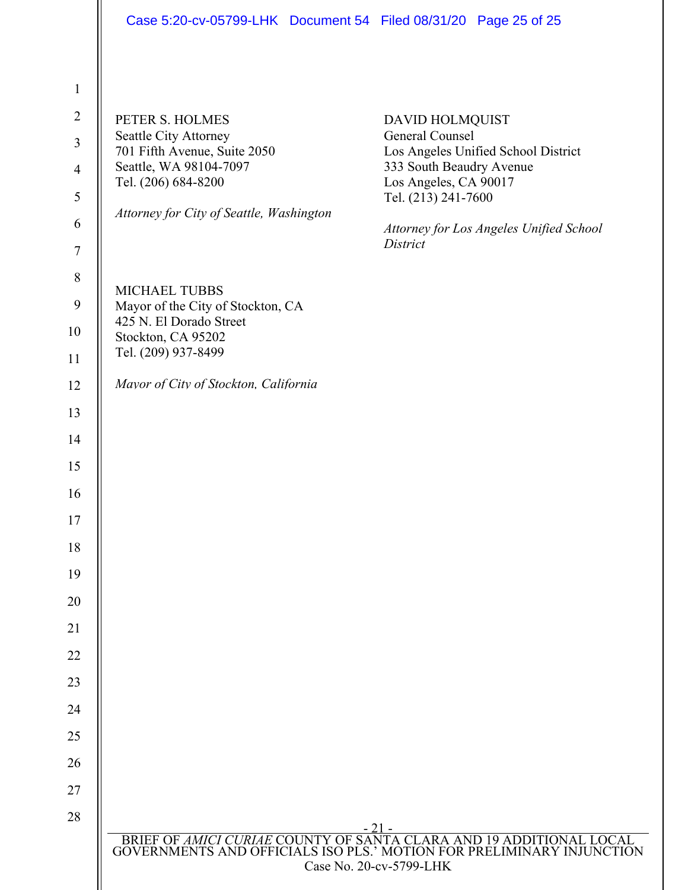PETER S. HOLMES
Seattle City Attorney
701 Fifth Avenue, Suite 2050
Seattle, WA 98104-7097
Tel. (206) 684-8200

*Attorney for City of Seattle, Washington*

DAVID HOLMQUIST
General Counsel
Los Angeles Unified School District
333 South Beaudry Avenue
Los Angeles, CA 90017
Tel. (213) 241-7600

*Attorney for Los Angeles Unified School District*

MICHAEL TUBBS
Mayor of the City of Stockton, CA
425 N. El Dorado Street
Stockton, CA 95202
Tel. (209) 937-8499

*Mayor of City of Stockton, California*